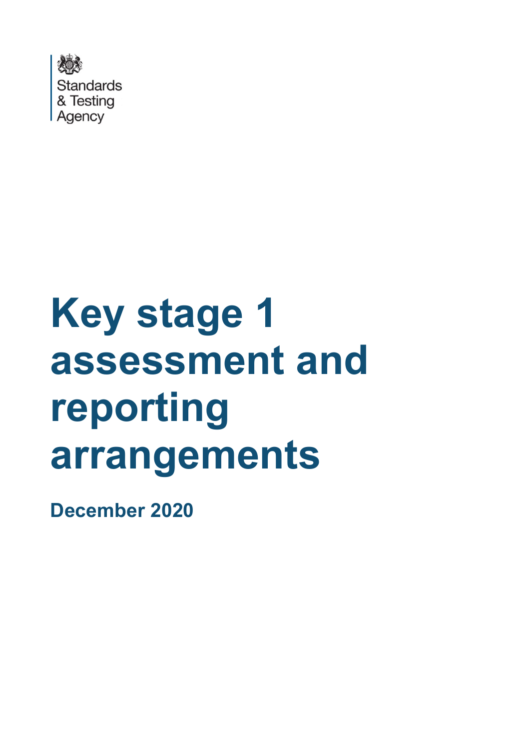Standards & Testing Agency

# Key stage 1 assessment and reporting arrangements

**December 2020**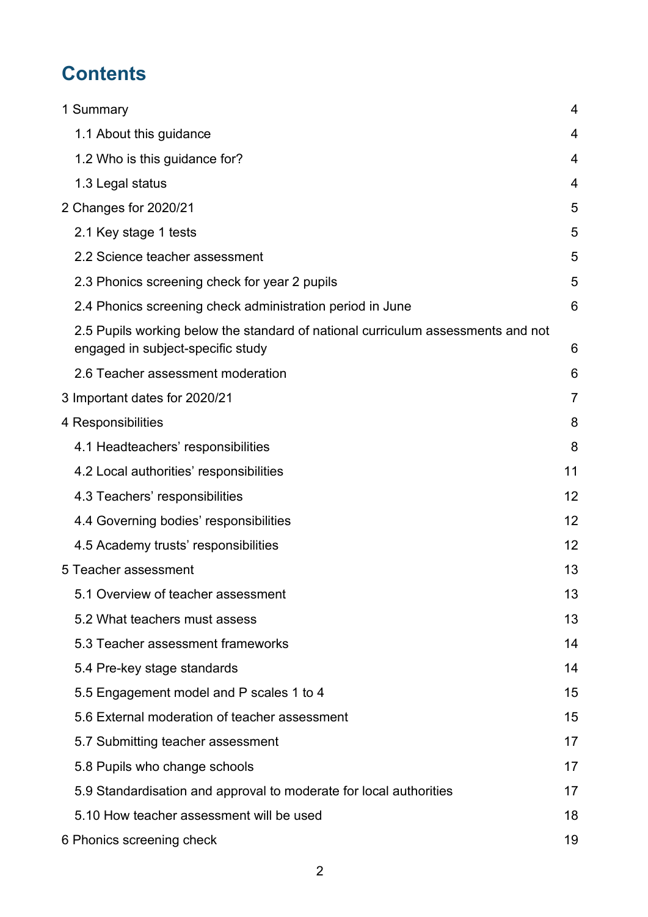# Contents

| | |
|---|---|
| 1 Summary | 4 |
| 1.1 About this guidance | 4 |
| 1.2 Who is this guidance for? | 4 |
| 1.3 Legal status | 4 |
| 2 Changes for 2020/21 | 5 |
| 2.1 Key stage 1 tests | 5 |
| 2.2 Science teacher assessment | 5 |
| 2.3 Phonics screening check for year 2 pupils | 5 |
| 2.4 Phonics screening check administration period in June | 6 |
| 2.5 Pupils working below the standard of national curriculum assessments and not engaged in subject-specific study | 6 |
| 2.6 Teacher assessment moderation | 6 |
| 3 Important dates for 2020/21 | 7 |
| 4 Responsibilities | 8 |
| 4.1 Headteachers' responsibilities | 8 |
| 4.2 Local authorities' responsibilities | 11 |
| 4.3 Teachers' responsibilities | 12 |
| 4.4 Governing bodies' responsibilities | 12 |
| 4.5 Academy trusts' responsibilities | 12 |
| 5 Teacher assessment | 13 |
| 5.1 Overview of teacher assessment | 13 |
| 5.2 What teachers must assess | 13 |
| 5.3 Teacher assessment frameworks | 14 |
| 5.4 Pre-key stage standards | 14 |
| 5.5 Engagement model and P scales 1 to 4 | 15 |
| 5.6 External moderation of teacher assessment | 15 |
| 5.7 Submitting teacher assessment | 17 |
| 5.8 Pupils who change schools | 17 |
| 5.9 Standardisation and approval to moderate for local authorities | 17 |
| 5.10 How teacher assessment will be used | 18 |
| 6 Phonics screening check | 19 |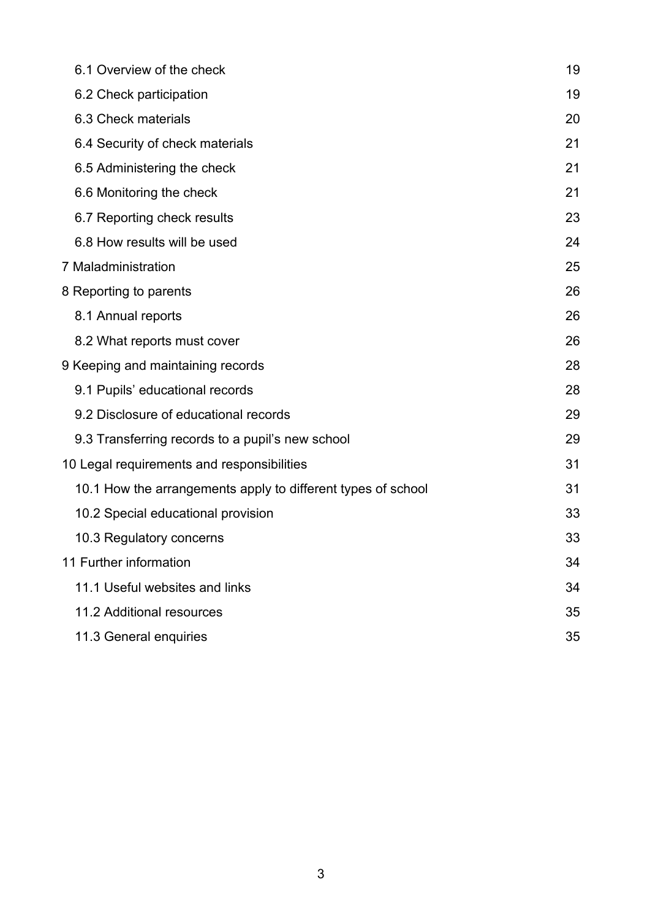- 6.1 Overview of the check 19
- 6.2 Check participation 19
- 6.3 Check materials 20
- 6.4 Security of check materials 21
- 6.5 Administering the check 21
- 6.6 Monitoring the check 21
- 6.7 Reporting check results 23
- 6.8 How results will be used 24

7 Maladministration 25

8 Reporting to parents 26

- 8.1 Annual reports 26
- 8.2 What reports must cover 26

9 Keeping and maintaining records 28

- 9.1 Pupils' educational records 28
- 9.2 Disclosure of educational records 29
- 9.3 Transferring records to a pupil's new school 29

10 Legal requirements and responsibilities 31

- 10.1 How the arrangements apply to different types of school 31
- 10.2 Special educational provision 33
- 10.3 Regulatory concerns 33

11 Further information 34

- 11.1 Useful websites and links 34
- 11.2 Additional resources 35
- 11.3 General enquiries 35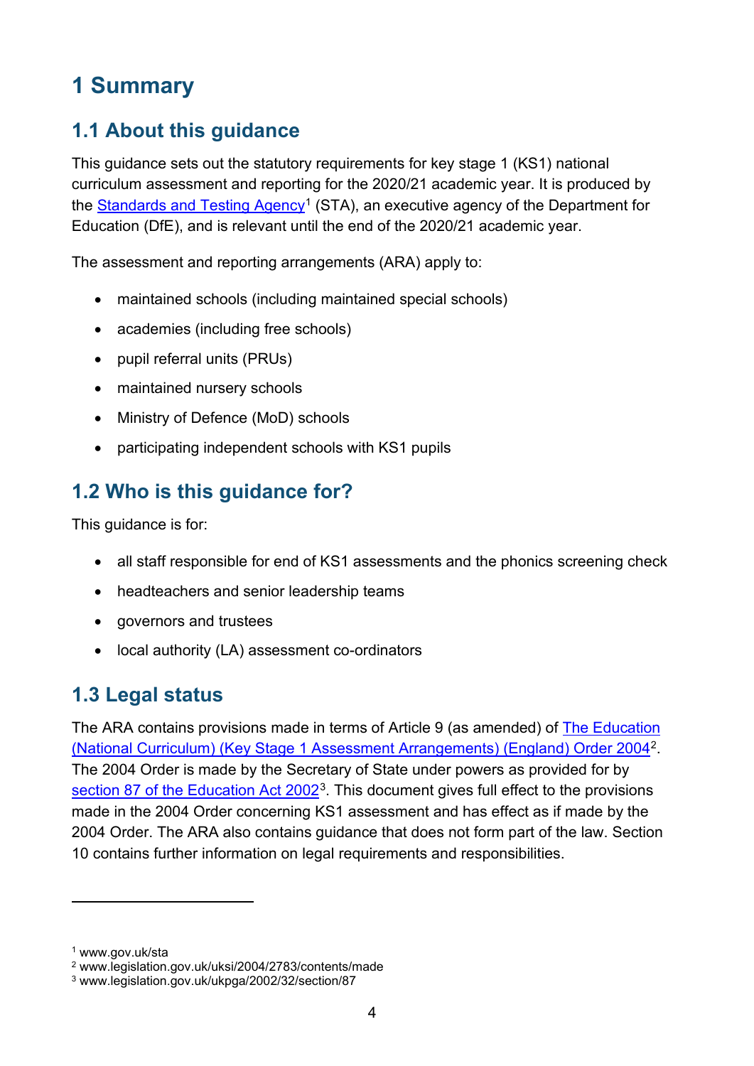# 1 Summary

## 1.1 About this guidance

This guidance sets out the statutory requirements for key stage 1 (KS1) national curriculum assessment and reporting for the 2020/21 academic year. It is produced by the Standards and Testing Agency[1] (STA), an executive agency of the Department for Education (DfE), and is relevant until the end of the 2020/21 academic year.

The assessment and reporting arrangements (ARA) apply to:

- maintained schools (including maintained special schools)
- academies (including free schools)
- pupil referral units (PRUs)
- maintained nursery schools
- Ministry of Defence (MoD) schools
- participating independent schools with KS1 pupils

## 1.2 Who is this guidance for?

This guidance is for:

- all staff responsible for end of KS1 assessments and the phonics screening check
- headteachers and senior leadership teams
- governors and trustees
- local authority (LA) assessment co-ordinators

## 1.3 Legal status

The ARA contains provisions made in terms of Article 9 (as amended) of The Education (National Curriculum) (Key Stage 1 Assessment Arrangements) (England) Order 2004[2]. The 2004 Order is made by the Secretary of State under powers as provided for by section 87 of the Education Act 2002[3]. This document gives full effect to the provisions made in the 2004 Order concerning KS1 assessment and has effect as if made by the 2004 Order. The ARA also contains guidance that does not form part of the law. Section 10 contains further information on legal requirements and responsibilities.

---

[1] www.gov.uk/sta
[2] www.legislation.gov.uk/uksi/2004/2783/contents/made
[3] www.legislation.gov.uk/ukpga/2002/32/section/87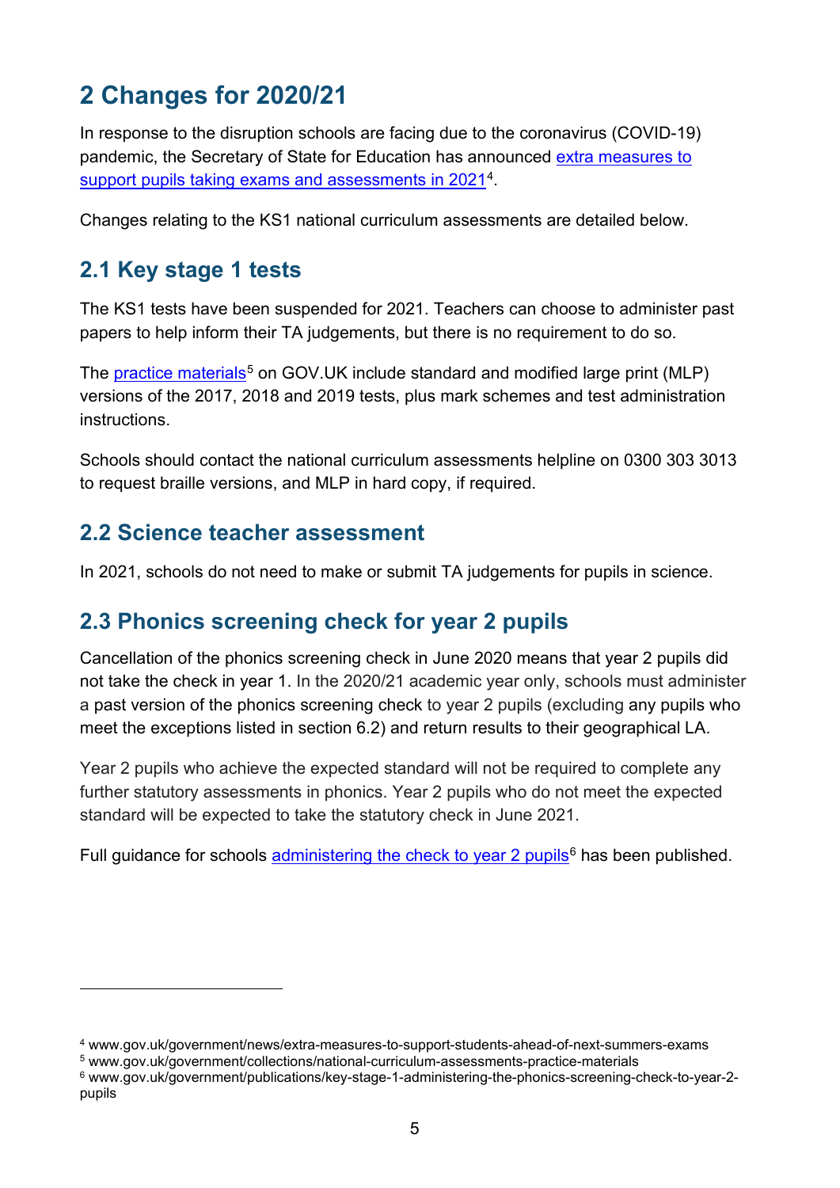# 2 Changes for 2020/21

In response to the disruption schools are facing due to the coronavirus (COVID-19) pandemic, the Secretary of State for Education has announced extra measures to support pupils taking exams and assessments in 2021[4].

Changes relating to the KS1 national curriculum assessments are detailed below.

## 2.1 Key stage 1 tests

The KS1 tests have been suspended for 2021. Teachers can choose to administer past papers to help inform their TA judgements, but there is no requirement to do so.

The practice materials[5] on GOV.UK include standard and modified large print (MLP) versions of the 2017, 2018 and 2019 tests, plus mark schemes and test administration instructions.

Schools should contact the national curriculum assessments helpline on 0300 303 3013 to request braille versions, and MLP in hard copy, if required.

## 2.2 Science teacher assessment

In 2021, schools do not need to make or submit TA judgements for pupils in science.

## 2.3 Phonics screening check for year 2 pupils

Cancellation of the phonics screening check in June 2020 means that year 2 pupils did not take the check in year 1. In the 2020/21 academic year only, schools must administer a past version of the phonics screening check to year 2 pupils (excluding any pupils who meet the exceptions listed in section 6.2) and return results to their geographical LA.

Year 2 pupils who achieve the expected standard will not be required to complete any further statutory assessments in phonics. Year 2 pupils who do not meet the expected standard will be expected to take the statutory check in June 2021.

Full guidance for schools administering the check to year 2 pupils[6] has been published.

---

[4] www.gov.uk/government/news/extra-measures-to-support-students-ahead-of-next-summers-exams

[5] www.gov.uk/government/collections/national-curriculum-assessments-practice-materials

[6] www.gov.uk/government/publications/key-stage-1-administering-the-phonics-screening-check-to-year-2-pupils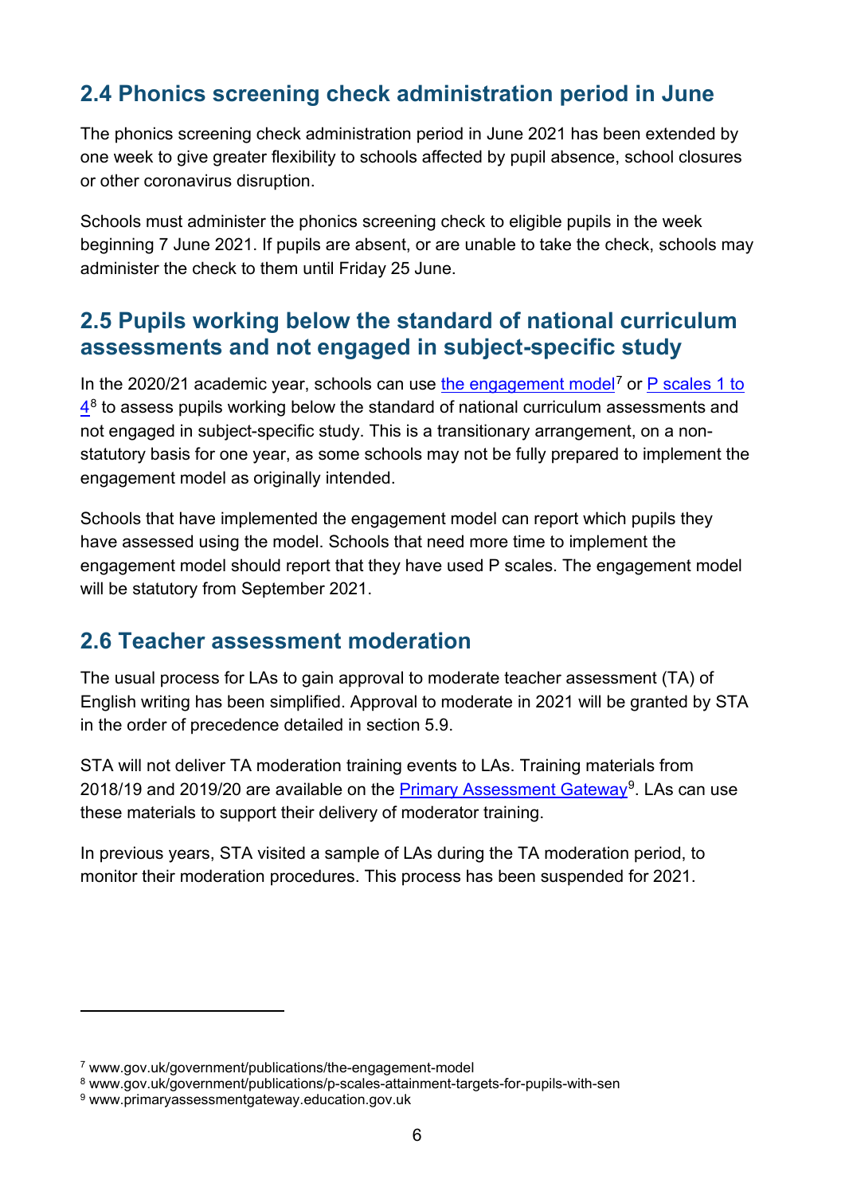## 2.4 Phonics screening check administration period in June

The phonics screening check administration period in June 2021 has been extended by one week to give greater flexibility to schools affected by pupil absence, school closures or other coronavirus disruption.

Schools must administer the phonics screening check to eligible pupils in the week beginning 7 June 2021. If pupils are absent, or are unable to take the check, schools may administer the check to them until Friday 25 June.

## 2.5 Pupils working below the standard of national curriculum assessments and not engaged in subject-specific study

In the 2020/21 academic year, schools can use the engagement model[7] or P scales 1 to 4[8] to assess pupils working below the standard of national curriculum assessments and not engaged in subject-specific study. This is a transitionary arrangement, on a non-statutory basis for one year, as some schools may not be fully prepared to implement the engagement model as originally intended.

Schools that have implemented the engagement model can report which pupils they have assessed using the model. Schools that need more time to implement the engagement model should report that they have used P scales. The engagement model will be statutory from September 2021.

## 2.6 Teacher assessment moderation

The usual process for LAs to gain approval to moderate teacher assessment (TA) of English writing has been simplified. Approval to moderate in 2021 will be granted by STA in the order of precedence detailed in section 5.9.

STA will not deliver TA moderation training events to LAs. Training materials from 2018/19 and 2019/20 are available on the Primary Assessment Gateway[9]. LAs can use these materials to support their delivery of moderator training.

In previous years, STA visited a sample of LAs during the TA moderation period, to monitor their moderation procedures. This process has been suspended for 2021.

---

[7] www.gov.uk/government/publications/the-engagement-model

[8] www.gov.uk/government/publications/p-scales-attainment-targets-for-pupils-with-sen

[9] www.primaryassessmentgateway.education.gov.uk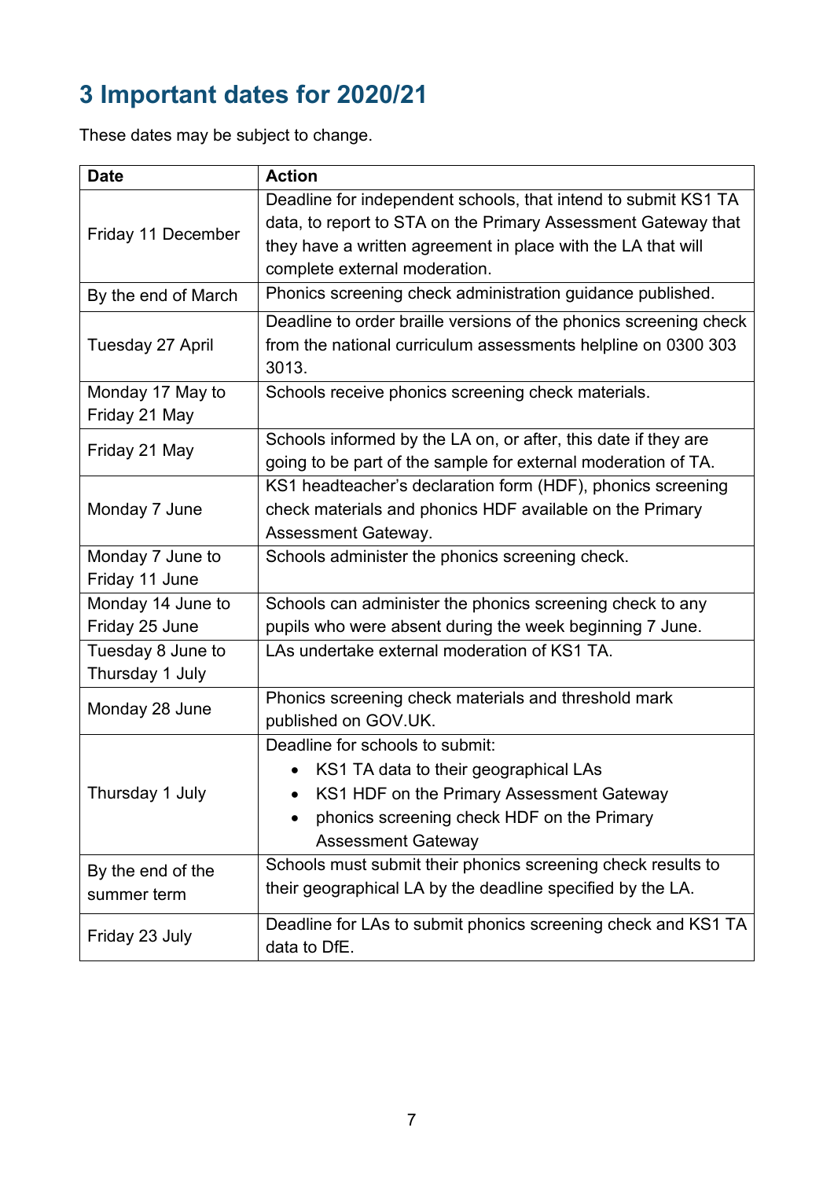# 3 Important dates for 2020/21

These dates may be subject to change.

| Date | Action |
| --- | --- |
| Friday 11 December | Deadline for independent schools, that intend to submit KS1 TA data, to report to STA on the Primary Assessment Gateway that they have a written agreement in place with the LA that will complete external moderation. |
| By the end of March | Phonics screening check administration guidance published. |
| Tuesday 27 April | Deadline to order braille versions of the phonics screening check from the national curriculum assessments helpline on 0300 303 3013. |
| Monday 17 May to Friday 21 May | Schools receive phonics screening check materials. |
| Friday 21 May | Schools informed by the LA on, or after, this date if they are going to be part of the sample for external moderation of TA. |
| Monday 7 June | KS1 headteacher's declaration form (HDF), phonics screening check materials and phonics HDF available on the Primary Assessment Gateway. |
| Monday 7 June to Friday 11 June | Schools administer the phonics screening check. |
| Monday 14 June to Friday 25 June | Schools can administer the phonics screening check to any pupils who were absent during the week beginning 7 June. |
| Tuesday 8 June to Thursday 1 July | LAs undertake external moderation of KS1 TA. |
| Monday 28 June | Phonics screening check materials and threshold mark published on GOV.UK. |
| Thursday 1 July | Deadline for schools to submit:<br>• KS1 TA data to their geographical LAs<br>• KS1 HDF on the Primary Assessment Gateway<br>• phonics screening check HDF on the Primary Assessment Gateway |
| By the end of the summer term | Schools must submit their phonics screening check results to their geographical LA by the deadline specified by the LA. |
| Friday 23 July | Deadline for LAs to submit phonics screening check and KS1 TA data to DfE. |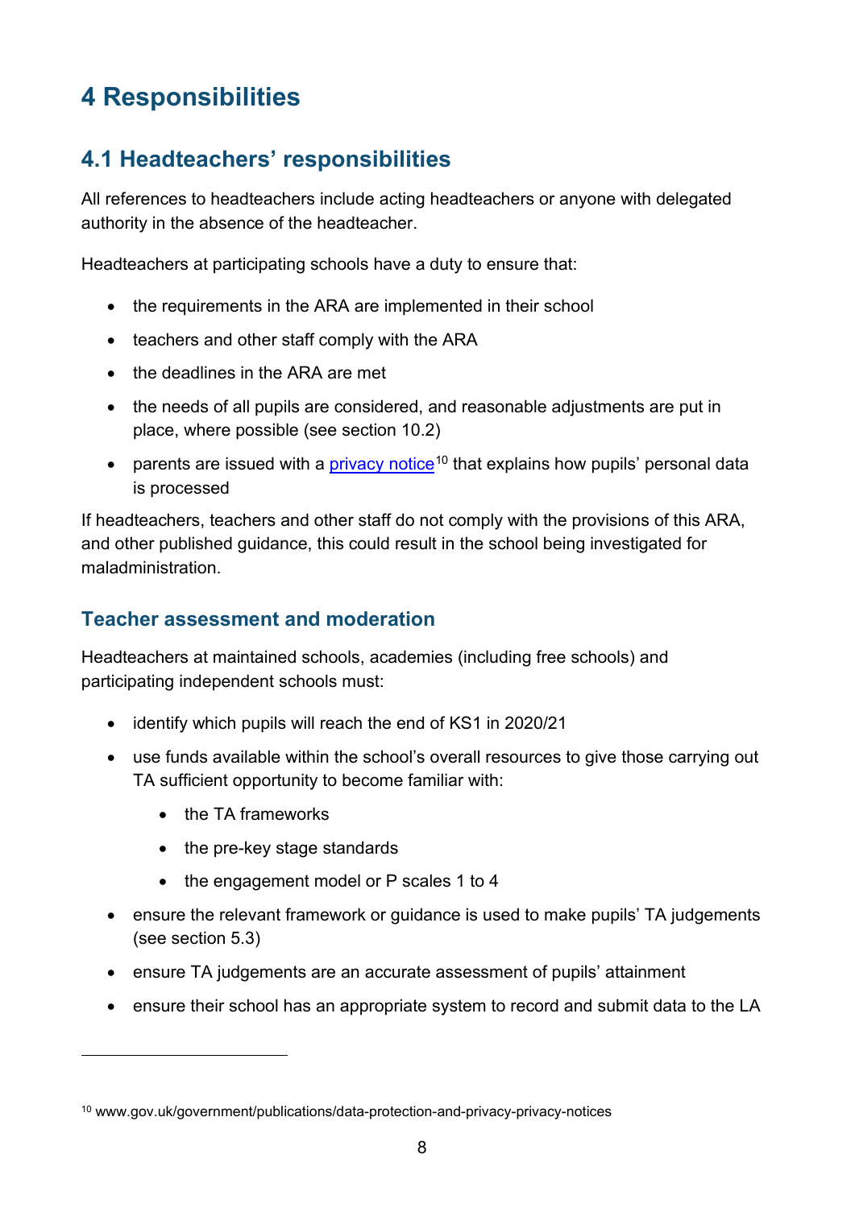# 4 Responsibilities

## 4.1 Headteachers' responsibilities

All references to headteachers include acting headteachers or anyone with delegated authority in the absence of the headteacher.

Headteachers at participating schools have a duty to ensure that:

- the requirements in the ARA are implemented in their school
- teachers and other staff comply with the ARA
- the deadlines in the ARA are met
- the needs of all pupils are considered, and reasonable adjustments are put in place, where possible (see section 10.2)
- parents are issued with a privacy notice[10] that explains how pupils' personal data is processed

If headteachers, teachers and other staff do not comply with the provisions of this ARA, and other published guidance, this could result in the school being investigated for maladministration.

### Teacher assessment and moderation

Headteachers at maintained schools, academies (including free schools) and participating independent schools must:

- identify which pupils will reach the end of KS1 in 2020/21
- use funds available within the school's overall resources to give those carrying out TA sufficient opportunity to become familiar with:
  - the TA frameworks
  - the pre-key stage standards
  - the engagement model or P scales 1 to 4
- ensure the relevant framework or guidance is used to make pupils' TA judgements (see section 5.3)
- ensure TA judgements are an accurate assessment of pupils' attainment
- ensure their school has an appropriate system to record and submit data to the LA

---

[10] www.gov.uk/government/publications/data-protection-and-privacy-privacy-notices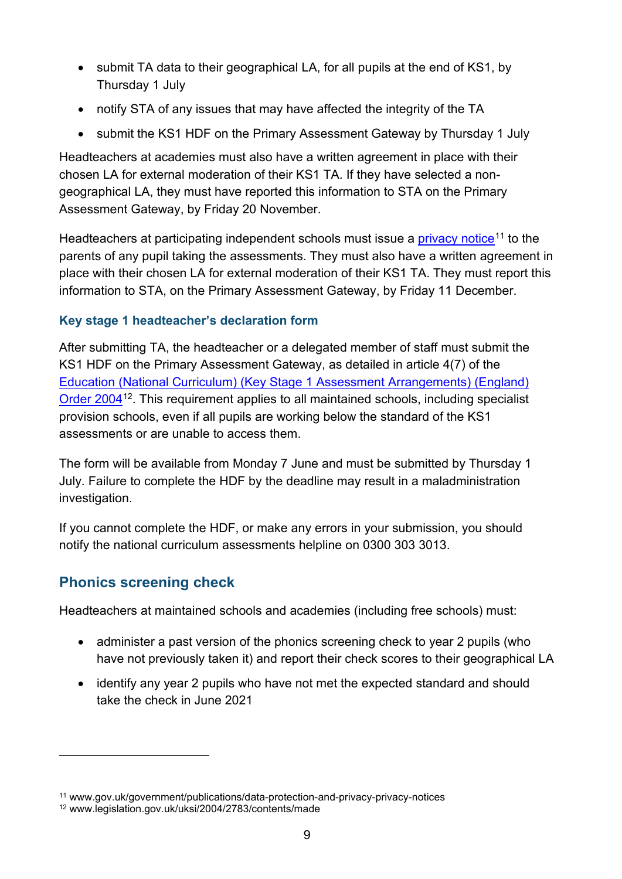- submit TA data to their geographical LA, for all pupils at the end of KS1, by Thursday 1 July
- notify STA of any issues that may have affected the integrity of the TA
- submit the KS1 HDF on the Primary Assessment Gateway by Thursday 1 July

Headteachers at academies must also have a written agreement in place with their chosen LA for external moderation of their KS1 TA. If they have selected a non-geographical LA, they must have reported this information to STA on the Primary Assessment Gateway, by Friday 20 November.

Headteachers at participating independent schools must issue a privacy notice[11] to the parents of any pupil taking the assessments. They must also have a written agreement in place with their chosen LA for external moderation of their KS1 TA. They must report this information to STA, on the Primary Assessment Gateway, by Friday 11 December.

### Key stage 1 headteacher's declaration form

After submitting TA, the headteacher or a delegated member of staff must submit the KS1 HDF on the Primary Assessment Gateway, as detailed in article 4(7) of the Education (National Curriculum) (Key Stage 1 Assessment Arrangements) (England) Order 2004[12]. This requirement applies to all maintained schools, including specialist provision schools, even if all pupils are working below the standard of the KS1 assessments or are unable to access them.

The form will be available from Monday 7 June and must be submitted by Thursday 1 July. Failure to complete the HDF by the deadline may result in a maladministration investigation.

If you cannot complete the HDF, or make any errors in your submission, you should notify the national curriculum assessments helpline on 0300 303 3013.

## Phonics screening check

Headteachers at maintained schools and academies (including free schools) must:

- administer a past version of the phonics screening check to year 2 pupils (who have not previously taken it) and report their check scores to their geographical LA
- identify any year 2 pupils who have not met the expected standard and should take the check in June 2021

---

[11] www.gov.uk/government/publications/data-protection-and-privacy-privacy-notices

[12] www.legislation.gov.uk/uksi/2004/2783/contents/made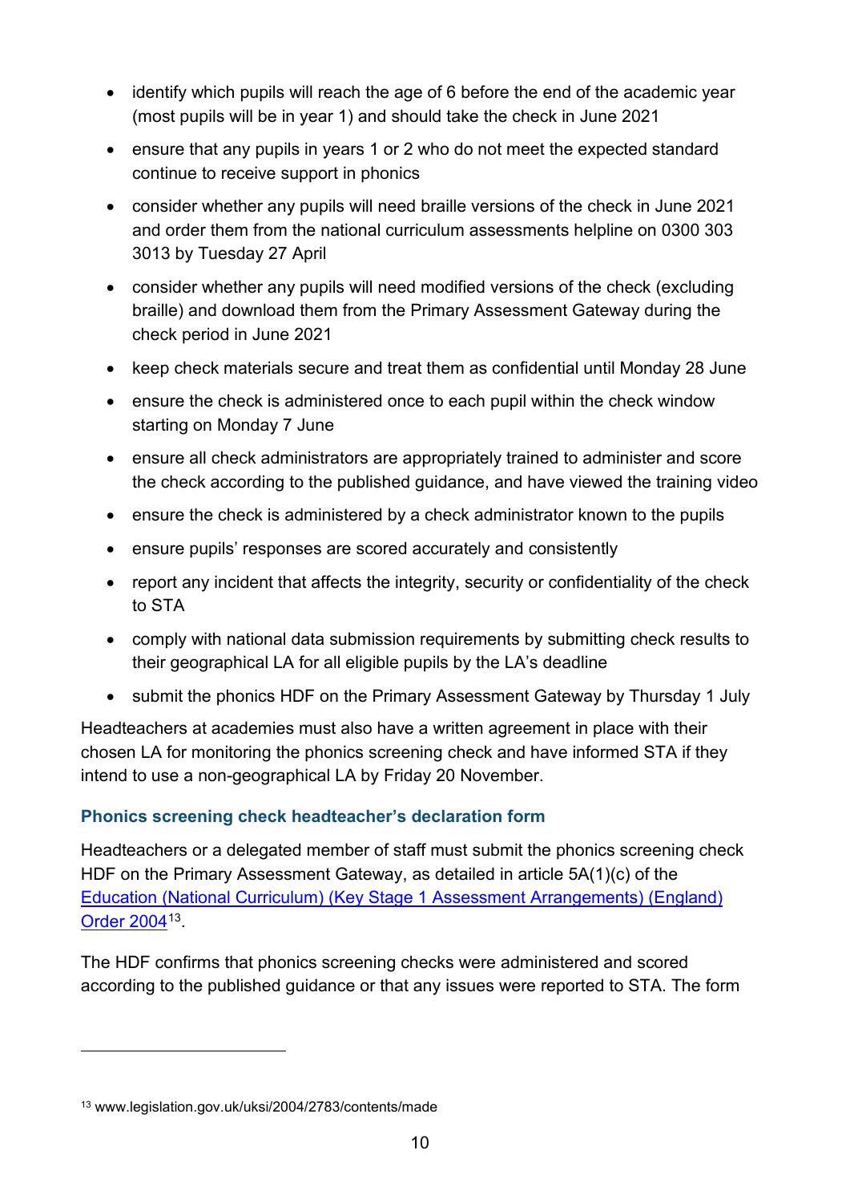- identify which pupils will reach the age of 6 before the end of the academic year (most pupils will be in year 1) and should take the check in June 2021
- ensure that any pupils in years 1 or 2 who do not meet the expected standard continue to receive support in phonics
- consider whether any pupils will need braille versions of the check in June 2021 and order them from the national curriculum assessments helpline on 0300 303 3013 by Tuesday 27 April
- consider whether any pupils will need modified versions of the check (excluding braille) and download them from the Primary Assessment Gateway during the check period in June 2021
- keep check materials secure and treat them as confidential until Monday 28 June
- ensure the check is administered once to each pupil within the check window starting on Monday 7 June
- ensure all check administrators are appropriately trained to administer and score the check according to the published guidance, and have viewed the training video
- ensure the check is administered by a check administrator known to the pupils
- ensure pupils' responses are scored accurately and consistently
- report any incident that affects the integrity, security or confidentiality of the check to STA
- comply with national data submission requirements by submitting check results to their geographical LA for all eligible pupils by the LA's deadline
- submit the phonics HDF on the Primary Assessment Gateway by Thursday 1 July

Headteachers at academies must also have a written agreement in place with their chosen LA for monitoring the phonics screening check and have informed STA if they intend to use a non-geographical LA by Friday 20 November.

### Phonics screening check headteacher's declaration form

Headteachers or a delegated member of staff must submit the phonics screening check HDF on the Primary Assessment Gateway, as detailed in article 5A(1)(c) of the [Education (National Curriculum) (Key Stage 1 Assessment Arrangements) (England) Order 2004](www.legislation.gov.uk/uksi/2004/2783/contents/made)[13].

The HDF confirms that phonics screening checks were administered and scored according to the published guidance or that any issues were reported to STA. The form

[13] www.legislation.gov.uk/uksi/2004/2783/contents/made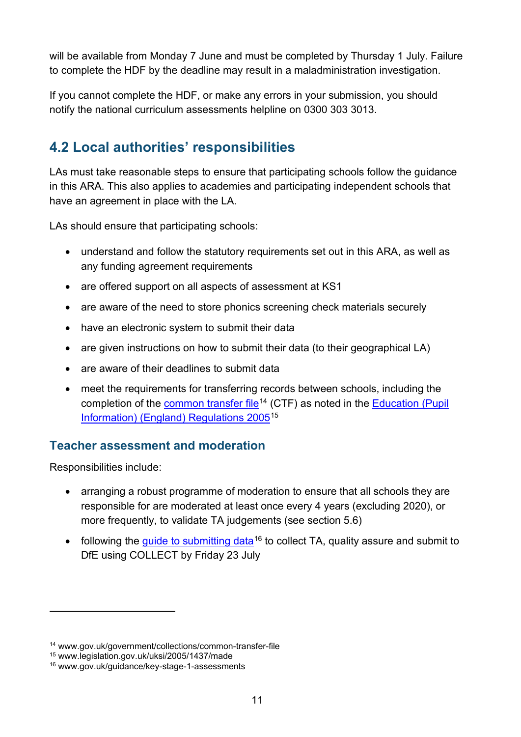will be available from Monday 7 June and must be completed by Thursday 1 July. Failure to complete the HDF by the deadline may result in a maladministration investigation.

If you cannot complete the HDF, or make any errors in your submission, you should notify the national curriculum assessments helpline on 0300 303 3013.

## 4.2 Local authorities' responsibilities

LAs must take reasonable steps to ensure that participating schools follow the guidance in this ARA. This also applies to academies and participating independent schools that have an agreement in place with the LA.

LAs should ensure that participating schools:

- understand and follow the statutory requirements set out in this ARA, as well as any funding agreement requirements
- are offered support on all aspects of assessment at KS1
- are aware of the need to store phonics screening check materials securely
- have an electronic system to submit their data
- are given instructions on how to submit their data (to their geographical LA)
- are aware of their deadlines to submit data
- meet the requirements for transferring records between schools, including the completion of the common transfer file[14] (CTF) as noted in the Education (Pupil Information) (England) Regulations 2005[15]

### Teacher assessment and moderation

Responsibilities include:

- arranging a robust programme of moderation to ensure that all schools they are responsible for are moderated at least once every 4 years (excluding 2020), or more frequently, to validate TA judgements (see section 5.6)
- following the guide to submitting data[16] to collect TA, quality assure and submit to DfE using COLLECT by Friday 23 July

---

[14] www.gov.uk/government/collections/common-transfer-file
[15] www.legislation.gov.uk/uksi/2005/1437/made
[16] www.gov.uk/guidance/key-stage-1-assessments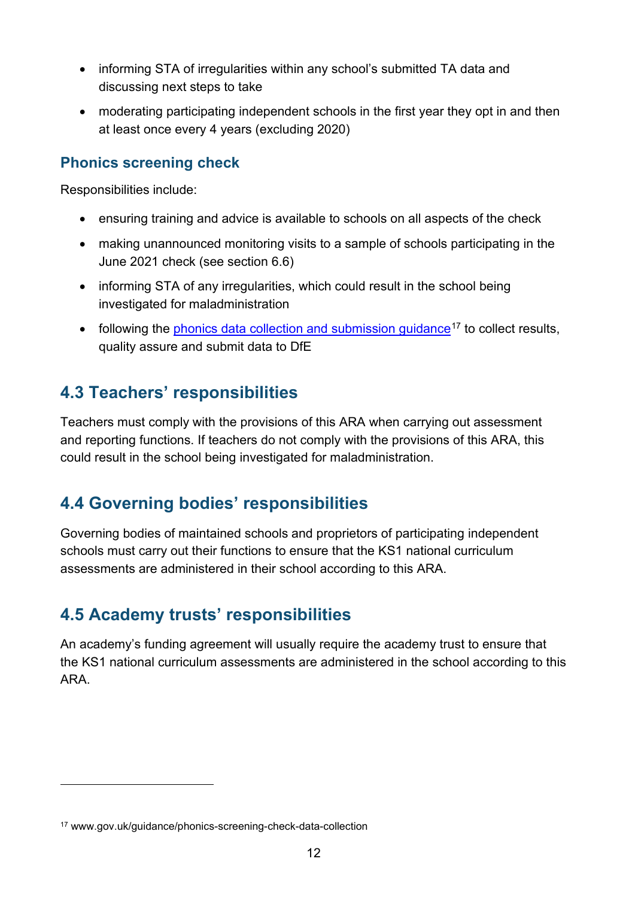- informing STA of irregularities within any school's submitted TA data and discussing next steps to take
- moderating participating independent schools in the first year they opt in and then at least once every 4 years (excluding 2020)

### Phonics screening check

Responsibilities include:

- ensuring training and advice is available to schools on all aspects of the check
- making unannounced monitoring visits to a sample of schools participating in the June 2021 check (see section 6.6)
- informing STA of any irregularities, which could result in the school being investigated for maladministration
- following the phonics data collection and submission guidance[17] to collect results, quality assure and submit data to DfE

## 4.3 Teachers' responsibilities

Teachers must comply with the provisions of this ARA when carrying out assessment and reporting functions. If teachers do not comply with the provisions of this ARA, this could result in the school being investigated for maladministration.

## 4.4 Governing bodies' responsibilities

Governing bodies of maintained schools and proprietors of participating independent schools must carry out their functions to ensure that the KS1 national curriculum assessments are administered in their school according to this ARA.

## 4.5 Academy trusts' responsibilities

An academy's funding agreement will usually require the academy trust to ensure that the KS1 national curriculum assessments are administered in the school according to this ARA.

---

[17] www.gov.uk/guidance/phonics-screening-check-data-collection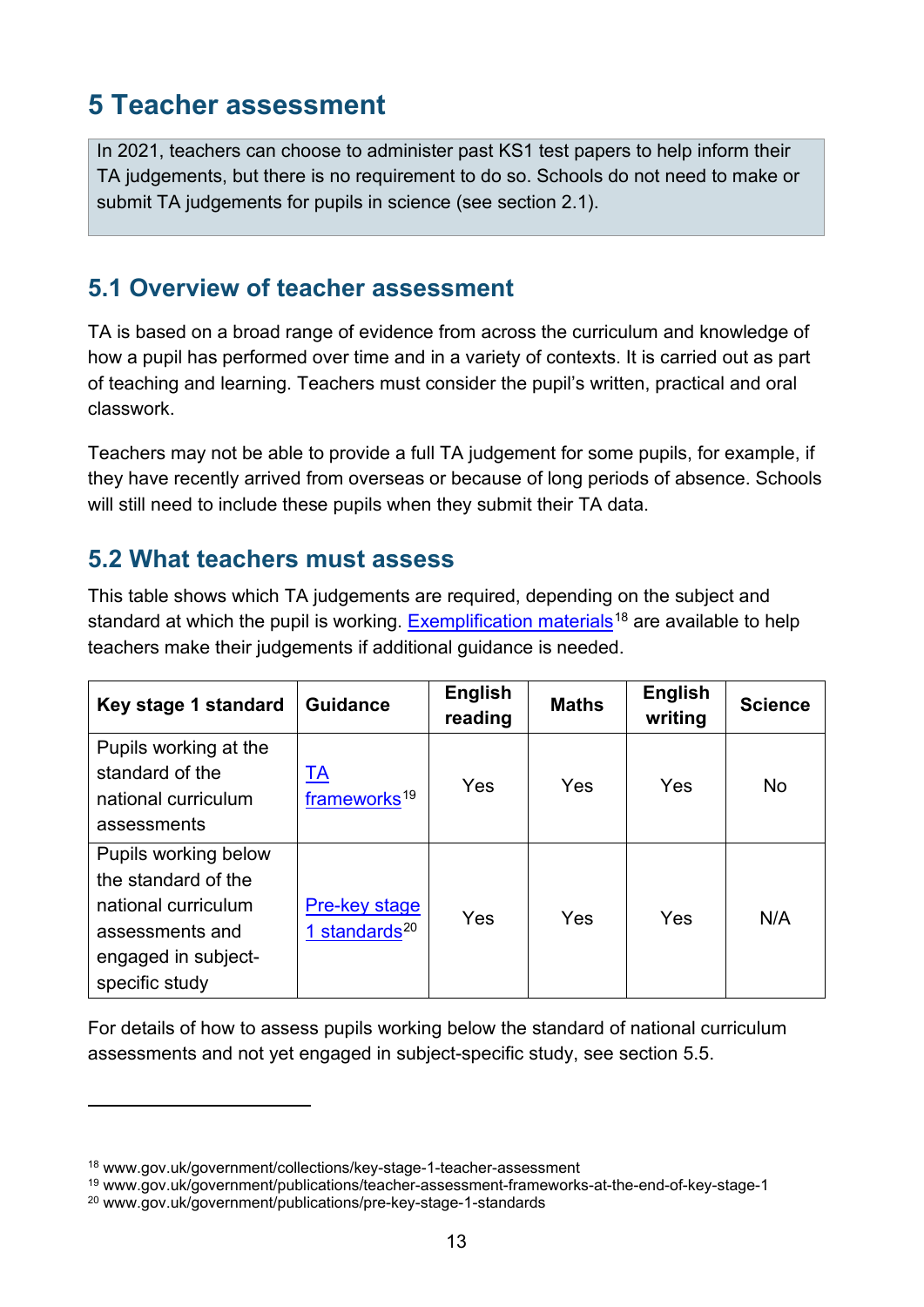# 5 Teacher assessment

In 2021, teachers can choose to administer past KS1 test papers to help inform their TA judgements, but there is no requirement to do so. Schools do not need to make or submit TA judgements for pupils in science (see section 2.1).

## 5.1 Overview of teacher assessment

TA is based on a broad range of evidence from across the curriculum and knowledge of how a pupil has performed over time and in a variety of contexts. It is carried out as part of teaching and learning. Teachers must consider the pupil's written, practical and oral classwork.

Teachers may not be able to provide a full TA judgement for some pupils, for example, if they have recently arrived from overseas or because of long periods of absence. Schools will still need to include these pupils when they submit their TA data.

## 5.2 What teachers must assess

This table shows which TA judgements are required, depending on the subject and standard at which the pupil is working. Exemplification materials[18] are available to help teachers make their judgements if additional guidance is needed.

| Key stage 1 standard | Guidance | English reading | Maths | English writing | Science |
|---|---|---|---|---|---|
| Pupils working at the standard of the national curriculum assessments | TA frameworks[19] | Yes | Yes | Yes | No |
| Pupils working below the standard of the national curriculum assessments and engaged in subject-specific study | Pre-key stage 1 standards[20] | Yes | Yes | Yes | N/A |

For details of how to assess pupils working below the standard of national curriculum assessments and not yet engaged in subject-specific study, see section 5.5.

---

[18] www.gov.uk/government/collections/key-stage-1-teacher-assessment

[19] www.gov.uk/government/publications/teacher-assessment-frameworks-at-the-end-of-key-stage-1

[20] www.gov.uk/government/publications/pre-key-stage-1-standards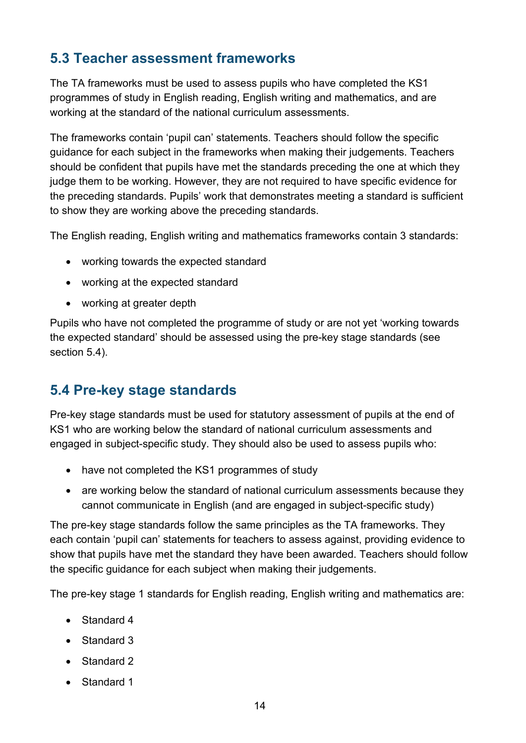## 5.3 Teacher assessment frameworks

The TA frameworks must be used to assess pupils who have completed the KS1 programmes of study in English reading, English writing and mathematics, and are working at the standard of the national curriculum assessments.

The frameworks contain 'pupil can' statements. Teachers should follow the specific guidance for each subject in the frameworks when making their judgements. Teachers should be confident that pupils have met the standards preceding the one at which they judge them to be working. However, they are not required to have specific evidence for the preceding standards. Pupils' work that demonstrates meeting a standard is sufficient to show they are working above the preceding standards.

The English reading, English writing and mathematics frameworks contain 3 standards:

- working towards the expected standard
- working at the expected standard
- working at greater depth

Pupils who have not completed the programme of study or are not yet 'working towards the expected standard' should be assessed using the pre-key stage standards (see section 5.4).

## 5.4 Pre-key stage standards

Pre-key stage standards must be used for statutory assessment of pupils at the end of KS1 who are working below the standard of national curriculum assessments and engaged in subject-specific study. They should also be used to assess pupils who:

- have not completed the KS1 programmes of study
- are working below the standard of national curriculum assessments because they cannot communicate in English (and are engaged in subject-specific study)

The pre-key stage standards follow the same principles as the TA frameworks. They each contain 'pupil can' statements for teachers to assess against, providing evidence to show that pupils have met the standard they have been awarded. Teachers should follow the specific guidance for each subject when making their judgements.

The pre-key stage 1 standards for English reading, English writing and mathematics are:

- Standard 4
- Standard 3
- Standard 2
- Standard 1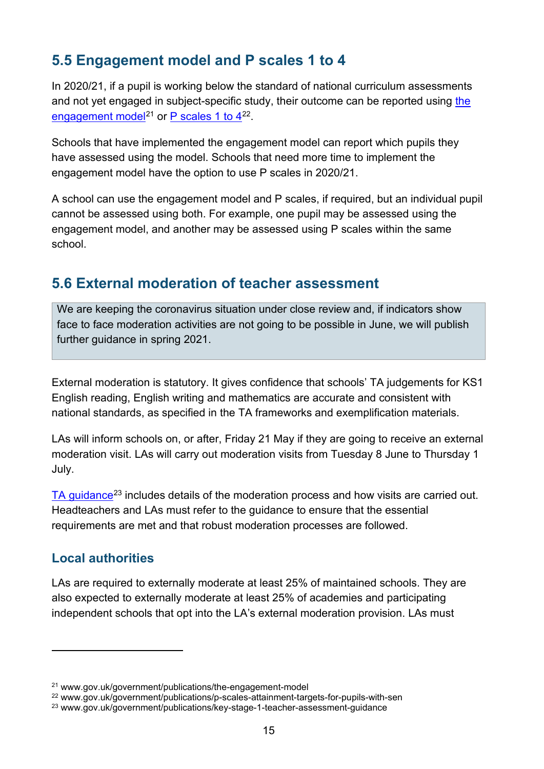## 5.5 Engagement model and P scales 1 to 4

In 2020/21, if a pupil is working below the standard of national curriculum assessments and not yet engaged in subject-specific study, their outcome can be reported using the engagement model[21] or P scales 1 to 4[22].

Schools that have implemented the engagement model can report which pupils they have assessed using the model. Schools that need more time to implement the engagement model have the option to use P scales in 2020/21.

A school can use the engagement model and P scales, if required, but an individual pupil cannot be assessed using both. For example, one pupil may be assessed using the engagement model, and another may be assessed using P scales within the same school.

## 5.6 External moderation of teacher assessment

> We are keeping the coronavirus situation under close review and, if indicators show face to face moderation activities are not going to be possible in June, we will publish further guidance in spring 2021.

External moderation is statutory. It gives confidence that schools' TA judgements for KS1 English reading, English writing and mathematics are accurate and consistent with national standards, as specified in the TA frameworks and exemplification materials.

LAs will inform schools on, or after, Friday 21 May if they are going to receive an external moderation visit. LAs will carry out moderation visits from Tuesday 8 June to Thursday 1 July.

TA guidance[23] includes details of the moderation process and how visits are carried out. Headteachers and LAs must refer to the guidance to ensure that the essential requirements are met and that robust moderation processes are followed.

### Local authorities

LAs are required to externally moderate at least 25% of maintained schools. They are also expected to externally moderate at least 25% of academies and participating independent schools that opt into the LA's external moderation provision. LAs must

---

[21] www.gov.uk/government/publications/the-engagement-model

[22] www.gov.uk/government/publications/p-scales-attainment-targets-for-pupils-with-sen

[23] www.gov.uk/government/publications/key-stage-1-teacher-assessment-guidance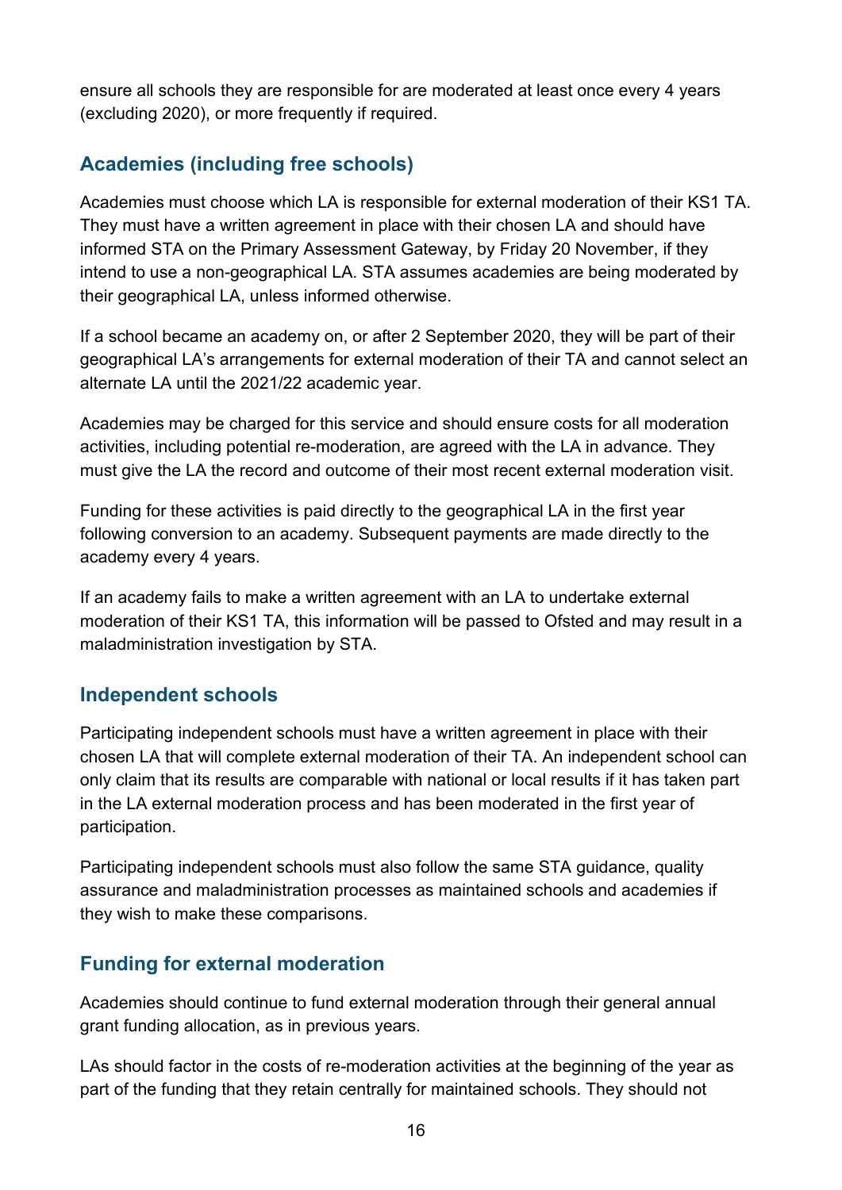ensure all schools they are responsible for are moderated at least once every 4 years (excluding 2020), or more frequently if required.

## Academies (including free schools)

Academies must choose which LA is responsible for external moderation of their KS1 TA. They must have a written agreement in place with their chosen LA and should have informed STA on the Primary Assessment Gateway, by Friday 20 November, if they intend to use a non-geographical LA. STA assumes academies are being moderated by their geographical LA, unless informed otherwise.

If a school became an academy on, or after 2 September 2020, they will be part of their geographical LA's arrangements for external moderation of their TA and cannot select an alternate LA until the 2021/22 academic year.

Academies may be charged for this service and should ensure costs for all moderation activities, including potential re-moderation, are agreed with the LA in advance. They must give the LA the record and outcome of their most recent external moderation visit.

Funding for these activities is paid directly to the geographical LA in the first year following conversion to an academy. Subsequent payments are made directly to the academy every 4 years.

If an academy fails to make a written agreement with an LA to undertake external moderation of their KS1 TA, this information will be passed to Ofsted and may result in a maladministration investigation by STA.

## Independent schools

Participating independent schools must have a written agreement in place with their chosen LA that will complete external moderation of their TA. An independent school can only claim that its results are comparable with national or local results if it has taken part in the LA external moderation process and has been moderated in the first year of participation.

Participating independent schools must also follow the same STA guidance, quality assurance and maladministration processes as maintained schools and academies if they wish to make these comparisons.

## Funding for external moderation

Academies should continue to fund external moderation through their general annual grant funding allocation, as in previous years.

LAs should factor in the costs of re-moderation activities at the beginning of the year as part of the funding that they retain centrally for maintained schools. They should not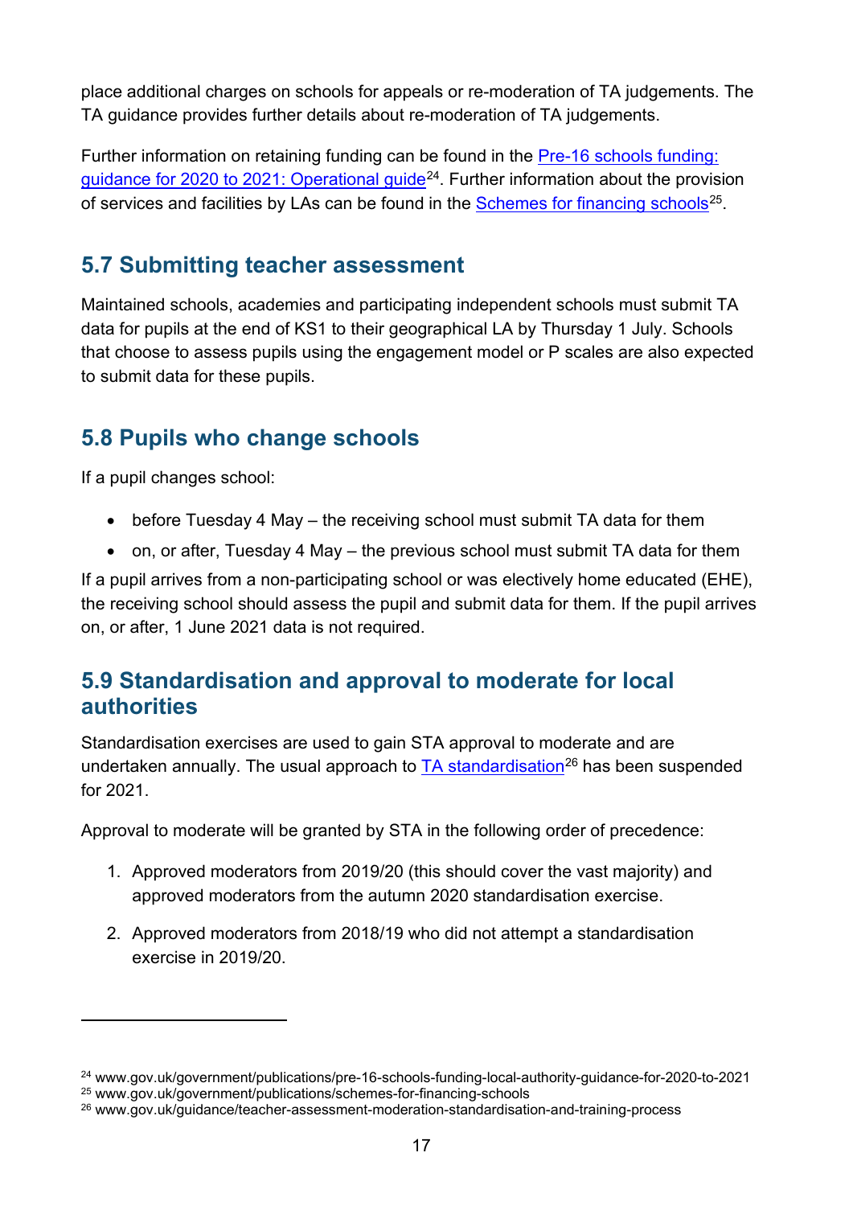place additional charges on schools for appeals or re-moderation of TA judgements. The TA guidance provides further details about re-moderation of TA judgements.

Further information on retaining funding can be found in the Pre-16 schools funding: guidance for 2020 to 2021: Operational guide[24]. Further information about the provision of services and facilities by LAs can be found in the Schemes for financing schools[25].

## 5.7 Submitting teacher assessment

Maintained schools, academies and participating independent schools must submit TA data for pupils at the end of KS1 to their geographical LA by Thursday 1 July. Schools that choose to assess pupils using the engagement model or P scales are also expected to submit data for these pupils.

## 5.8 Pupils who change schools

If a pupil changes school:

- before Tuesday 4 May – the receiving school must submit TA data for them
- on, or after, Tuesday 4 May – the previous school must submit TA data for them

If a pupil arrives from a non-participating school or was electively home educated (EHE), the receiving school should assess the pupil and submit data for them. If the pupil arrives on, or after, 1 June 2021 data is not required.

## 5.9 Standardisation and approval to moderate for local authorities

Standardisation exercises are used to gain STA approval to moderate and are undertaken annually. The usual approach to TA standardisation[26] has been suspended for 2021.

Approval to moderate will be granted by STA in the following order of precedence:

1. Approved moderators from 2019/20 (this should cover the vast majority) and approved moderators from the autumn 2020 standardisation exercise.
2. Approved moderators from 2018/19 who did not attempt a standardisation exercise in 2019/20.

---

[24] www.gov.uk/government/publications/pre-16-schools-funding-local-authority-guidance-for-2020-to-2021
[25] www.gov.uk/government/publications/schemes-for-financing-schools
[26] www.gov.uk/guidance/teacher-assessment-moderation-standardisation-and-training-process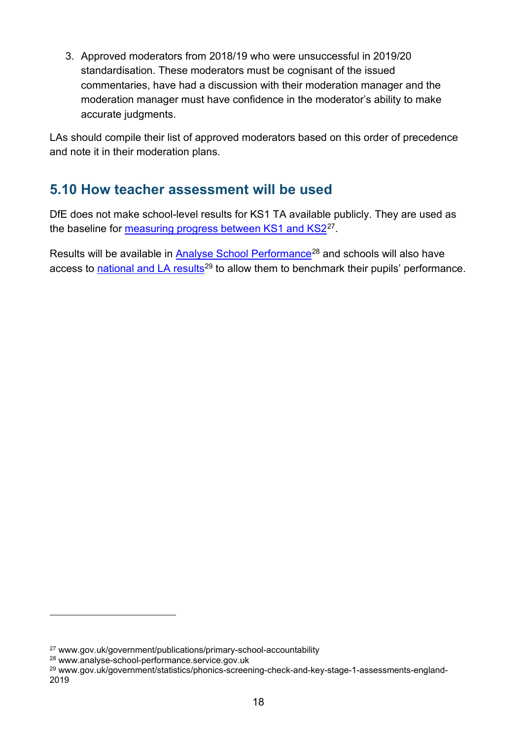3. Approved moderators from 2018/19 who were unsuccessful in 2019/20 standardisation. These moderators must be cognisant of the issued commentaries, have had a discussion with their moderation manager and the moderation manager must have confidence in the moderator's ability to make accurate judgments.

LAs should compile their list of approved moderators based on this order of precedence and note it in their moderation plans.

## 5.10 How teacher assessment will be used

DfE does not make school-level results for KS1 TA available publicly. They are used as the baseline for measuring progress between KS1 and KS2[27].

Results will be available in Analyse School Performance[28] and schools will also have access to national and LA results[29] to allow them to benchmark their pupils' performance.

---

[27] www.gov.uk/government/publications/primary-school-accountability

[28] www.analyse-school-performance.service.gov.uk

[29] www.gov.uk/government/statistics/phonics-screening-check-and-key-stage-1-assessments-england-2019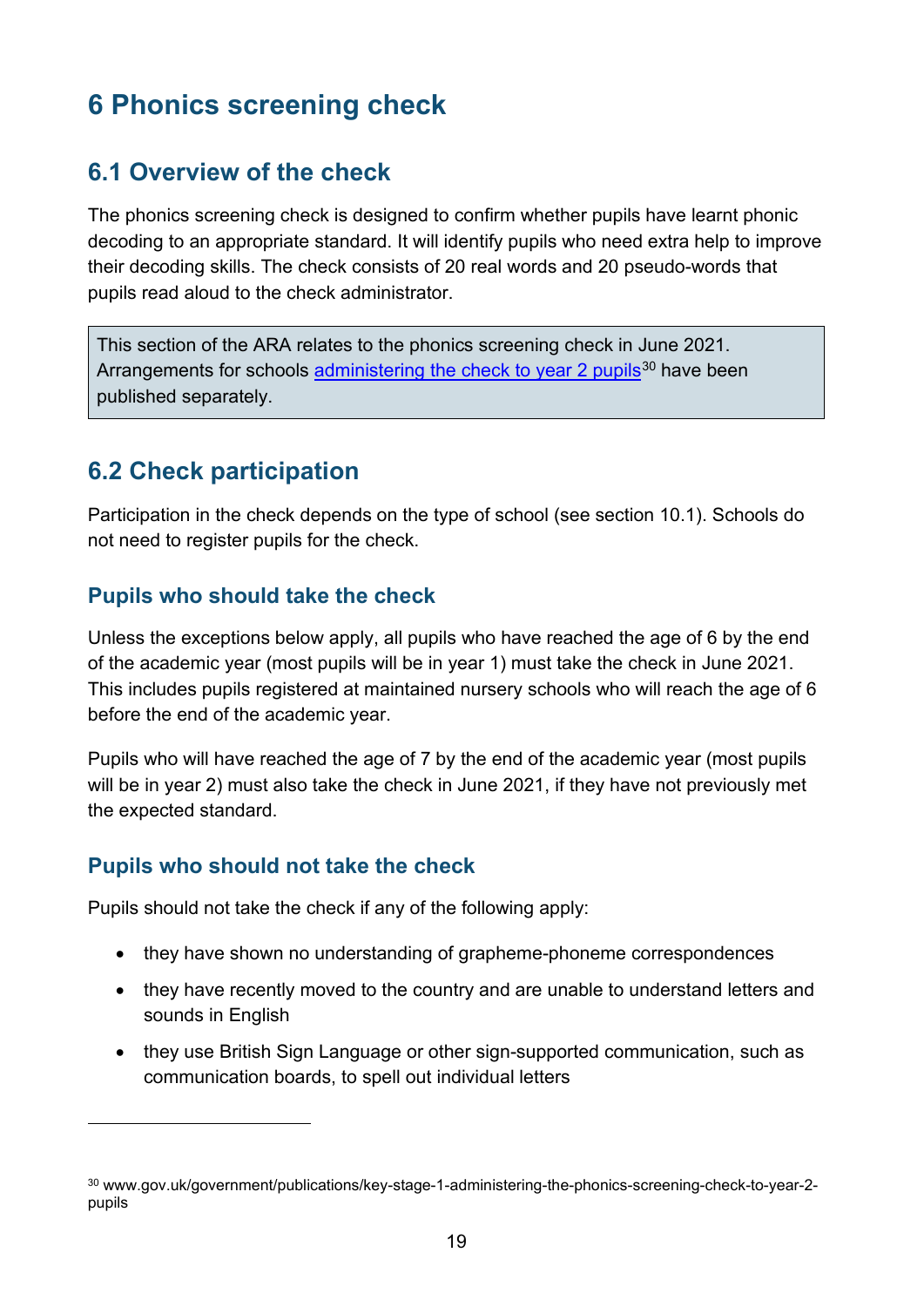# 6 Phonics screening check

## 6.1 Overview of the check

The phonics screening check is designed to confirm whether pupils have learnt phonic decoding to an appropriate standard. It will identify pupils who need extra help to improve their decoding skills. The check consists of 20 real words and 20 pseudo-words that pupils read aloud to the check administrator.

> This section of the ARA relates to the phonics screening check in June 2021. Arrangements for schools administering the check to year 2 pupils[30] have been published separately.

## 6.2 Check participation

Participation in the check depends on the type of school (see section 10.1). Schools do not need to register pupils for the check.

### Pupils who should take the check

Unless the exceptions below apply, all pupils who have reached the age of 6 by the end of the academic year (most pupils will be in year 1) must take the check in June 2021. This includes pupils registered at maintained nursery schools who will reach the age of 6 before the end of the academic year.

Pupils who will have reached the age of 7 by the end of the academic year (most pupils will be in year 2) must also take the check in June 2021, if they have not previously met the expected standard.

### Pupils who should not take the check

Pupils should not take the check if any of the following apply:

- they have shown no understanding of grapheme-phoneme correspondences
- they have recently moved to the country and are unable to understand letters and sounds in English
- they use British Sign Language or other sign-supported communication, such as communication boards, to spell out individual letters

---

[30] www.gov.uk/government/publications/key-stage-1-administering-the-phonics-screening-check-to-year-2-pupils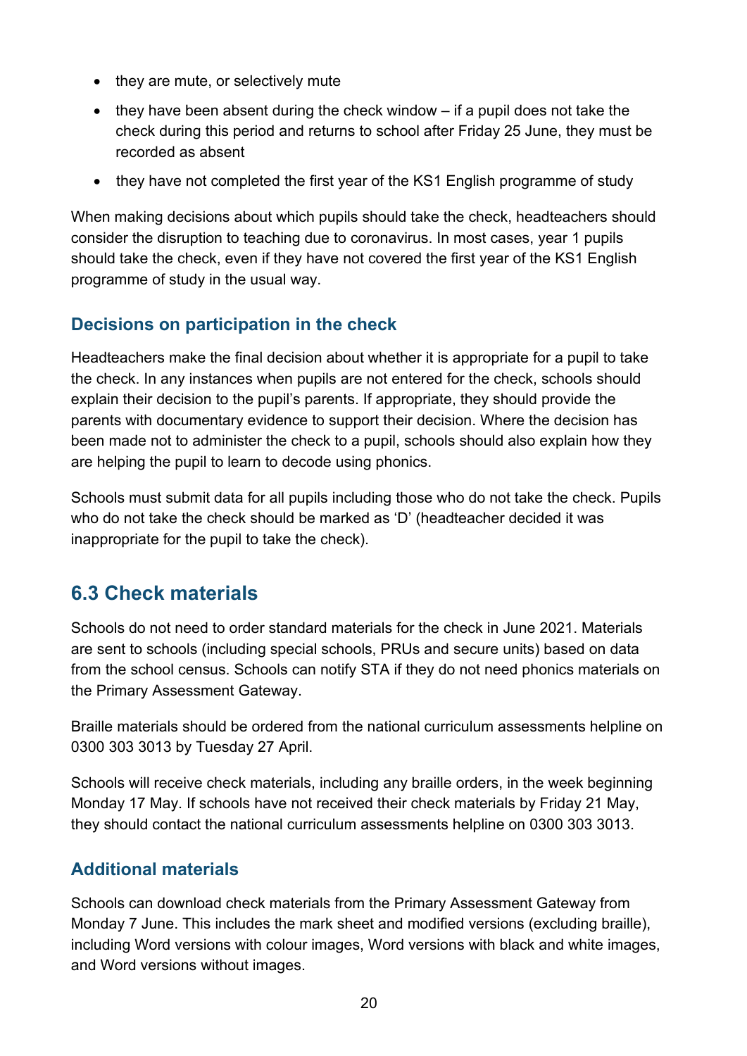- they are mute, or selectively mute
- they have been absent during the check window – if a pupil does not take the check during this period and returns to school after Friday 25 June, they must be recorded as absent
- they have not completed the first year of the KS1 English programme of study

When making decisions about which pupils should take the check, headteachers should consider the disruption to teaching due to coronavirus. In most cases, year 1 pupils should take the check, even if they have not covered the first year of the KS1 English programme of study in the usual way.

### Decisions on participation in the check

Headteachers make the final decision about whether it is appropriate for a pupil to take the check. In any instances when pupils are not entered for the check, schools should explain their decision to the pupil's parents. If appropriate, they should provide the parents with documentary evidence to support their decision. Where the decision has been made not to administer the check to a pupil, schools should also explain how they are helping the pupil to learn to decode using phonics.

Schools must submit data for all pupils including those who do not take the check. Pupils who do not take the check should be marked as 'D' (headteacher decided it was inappropriate for the pupil to take the check).

## 6.3 Check materials

Schools do not need to order standard materials for the check in June 2021. Materials are sent to schools (including special schools, PRUs and secure units) based on data from the school census. Schools can notify STA if they do not need phonics materials on the Primary Assessment Gateway.

Braille materials should be ordered from the national curriculum assessments helpline on 0300 303 3013 by Tuesday 27 April.

Schools will receive check materials, including any braille orders, in the week beginning Monday 17 May. If schools have not received their check materials by Friday 21 May, they should contact the national curriculum assessments helpline on 0300 303 3013.

### Additional materials

Schools can download check materials from the Primary Assessment Gateway from Monday 7 June. This includes the mark sheet and modified versions (excluding braille), including Word versions with colour images, Word versions with black and white images, and Word versions without images.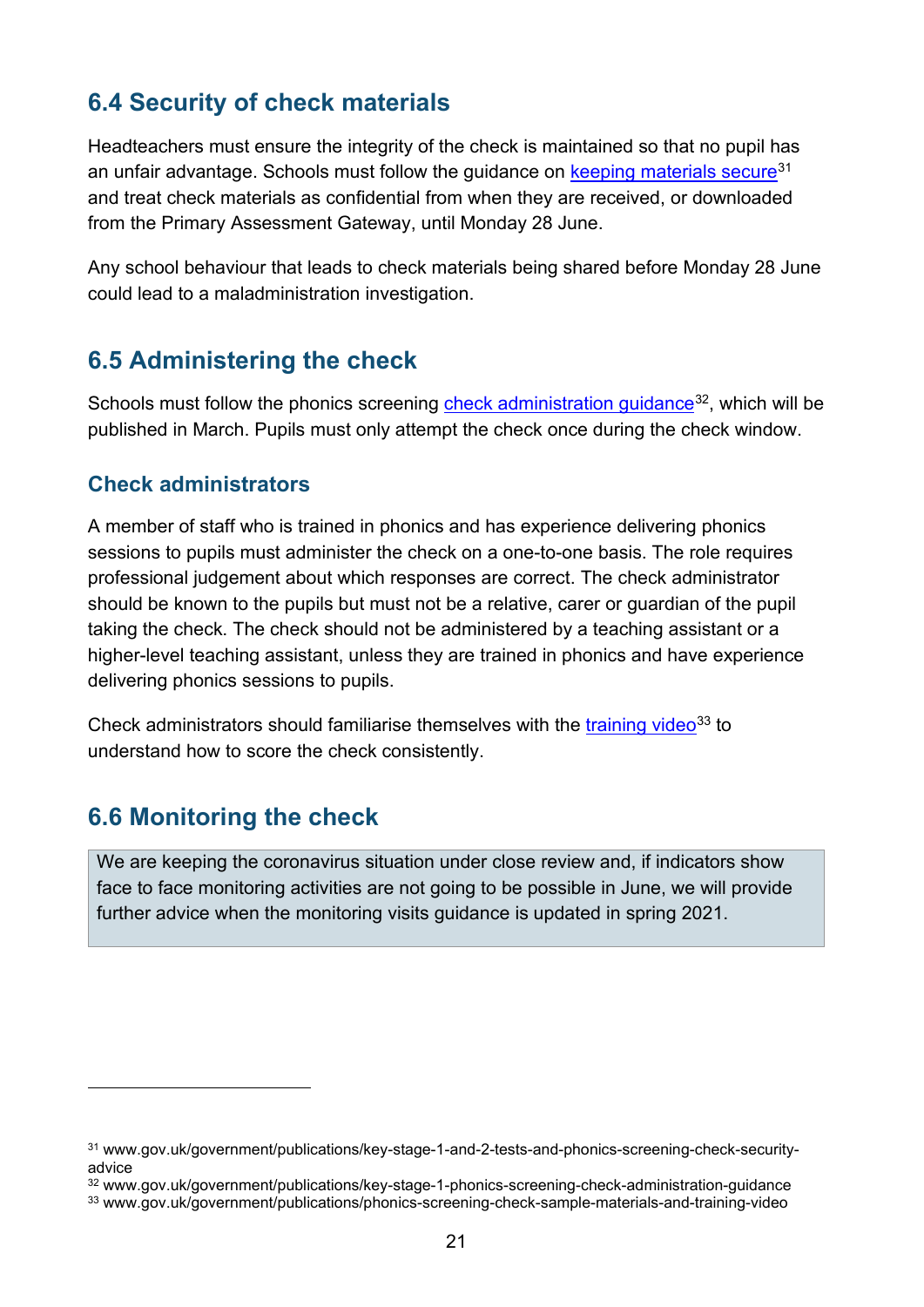## 6.4 Security of check materials

Headteachers must ensure the integrity of the check is maintained so that no pupil has an unfair advantage. Schools must follow the guidance on keeping materials secure[31] and treat check materials as confidential from when they are received, or downloaded from the Primary Assessment Gateway, until Monday 28 June.

Any school behaviour that leads to check materials being shared before Monday 28 June could lead to a maladministration investigation.

## 6.5 Administering the check

Schools must follow the phonics screening check administration guidance[32], which will be published in March. Pupils must only attempt the check once during the check window.

### Check administrators

A member of staff who is trained in phonics and has experience delivering phonics sessions to pupils must administer the check on a one-to-one basis. The role requires professional judgement about which responses are correct. The check administrator should be known to the pupils but must not be a relative, carer or guardian of the pupil taking the check. The check should not be administered by a teaching assistant or a higher-level teaching assistant, unless they are trained in phonics and have experience delivering phonics sessions to pupils.

Check administrators should familiarise themselves with the training video[33] to understand how to score the check consistently.

## 6.6 Monitoring the check

> We are keeping the coronavirus situation under close review and, if indicators show face to face monitoring activities are not going to be possible in June, we will provide further advice when the monitoring visits guidance is updated in spring 2021.

---

[31] www.gov.uk/government/publications/key-stage-1-and-2-tests-and-phonics-screening-check-security-advice

[32] www.gov.uk/government/publications/key-stage-1-phonics-screening-check-administration-guidance

[33] www.gov.uk/government/publications/phonics-screening-check-sample-materials-and-training-video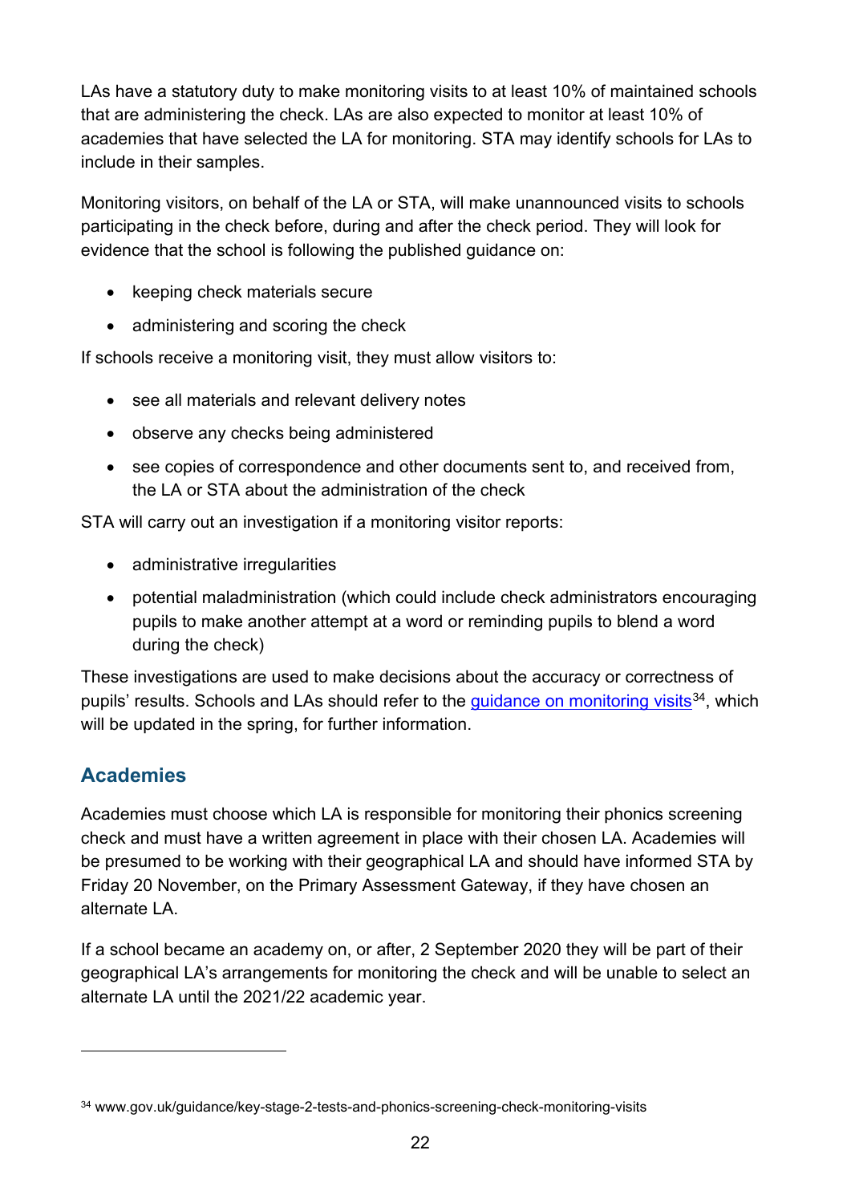LAs have a statutory duty to make monitoring visits to at least 10% of maintained schools that are administering the check. LAs are also expected to monitor at least 10% of academies that have selected the LA for monitoring. STA may identify schools for LAs to include in their samples.

Monitoring visitors, on behalf of the LA or STA, will make unannounced visits to schools participating in the check before, during and after the check period. They will look for evidence that the school is following the published guidance on:

- keeping check materials secure
- administering and scoring the check

If schools receive a monitoring visit, they must allow visitors to:

- see all materials and relevant delivery notes
- observe any checks being administered
- see copies of correspondence and other documents sent to, and received from, the LA or STA about the administration of the check

STA will carry out an investigation if a monitoring visitor reports:

- administrative irregularities
- potential maladministration (which could include check administrators encouraging pupils to make another attempt at a word or reminding pupils to blend a word during the check)

These investigations are used to make decisions about the accuracy or correctness of pupils' results. Schools and LAs should refer to the guidance on monitoring visits[34], which will be updated in the spring, for further information.

## Academies

Academies must choose which LA is responsible for monitoring their phonics screening check and must have a written agreement in place with their chosen LA. Academies will be presumed to be working with their geographical LA and should have informed STA by Friday 20 November, on the Primary Assessment Gateway, if they have chosen an alternate LA.

If a school became an academy on, or after, 2 September 2020 they will be part of their geographical LA's arrangements for monitoring the check and will be unable to select an alternate LA until the 2021/22 academic year.

---

[34] www.gov.uk/guidance/key-stage-2-tests-and-phonics-screening-check-monitoring-visits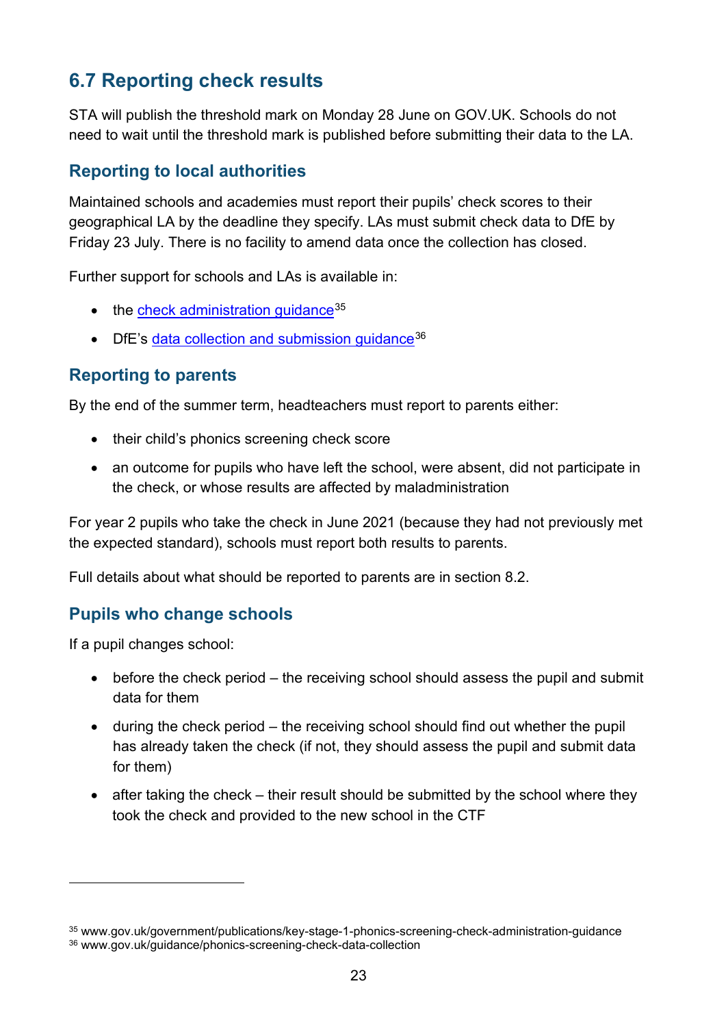## 6.7 Reporting check results

STA will publish the threshold mark on Monday 28 June on GOV.UK. Schools do not need to wait until the threshold mark is published before submitting their data to the LA.

### Reporting to local authorities

Maintained schools and academies must report their pupils' check scores to their geographical LA by the deadline they specify. LAs must submit check data to DfE by Friday 23 July. There is no facility to amend data once the collection has closed.

Further support for schools and LAs is available in:

- the check administration guidance[35]
- DfE's data collection and submission guidance[36]

### Reporting to parents

By the end of the summer term, headteachers must report to parents either:

- their child's phonics screening check score
- an outcome for pupils who have left the school, were absent, did not participate in the check, or whose results are affected by maladministration

For year 2 pupils who take the check in June 2021 (because they had not previously met the expected standard), schools must report both results to parents.

Full details about what should be reported to parents are in section 8.2.

### Pupils who change schools

If a pupil changes school:

- before the check period – the receiving school should assess the pupil and submit data for them
- during the check period – the receiving school should find out whether the pupil has already taken the check (if not, they should assess the pupil and submit data for them)
- after taking the check – their result should be submitted by the school where they took the check and provided to the new school in the CTF

---

[35] www.gov.uk/government/publications/key-stage-1-phonics-screening-check-administration-guidance
[36] www.gov.uk/guidance/phonics-screening-check-data-collection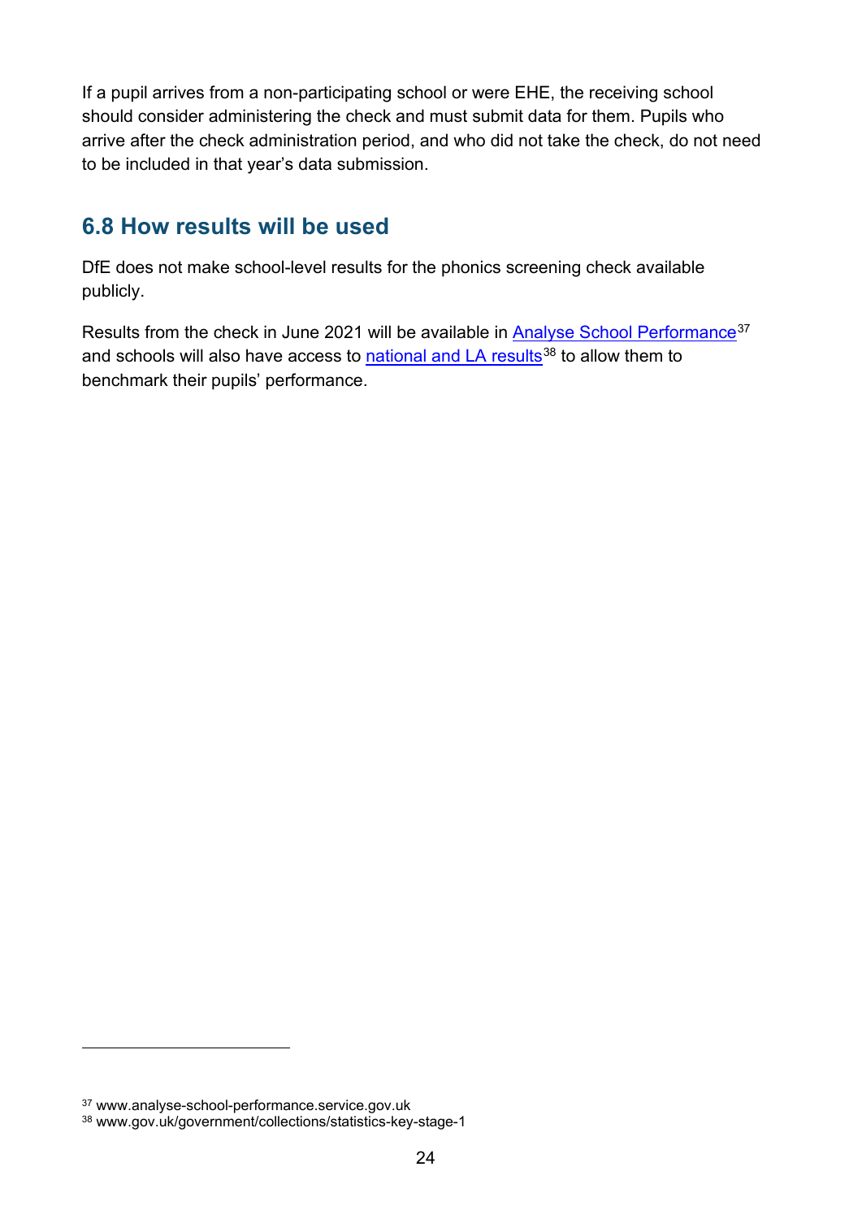If a pupil arrives from a non-participating school or were EHE, the receiving school should consider administering the check and must submit data for them. Pupils who arrive after the check administration period, and who did not take the check, do not need to be included in that year's data submission.

## 6.8 How results will be used

DfE does not make school-level results for the phonics screening check available publicly.

Results from the check in June 2021 will be available in Analyse School Performance[37] and schools will also have access to national and LA results[38] to allow them to benchmark their pupils' performance.

[37] www.analyse-school-performance.service.gov.uk
[38] www.gov.uk/government/collections/statistics-key-stage-1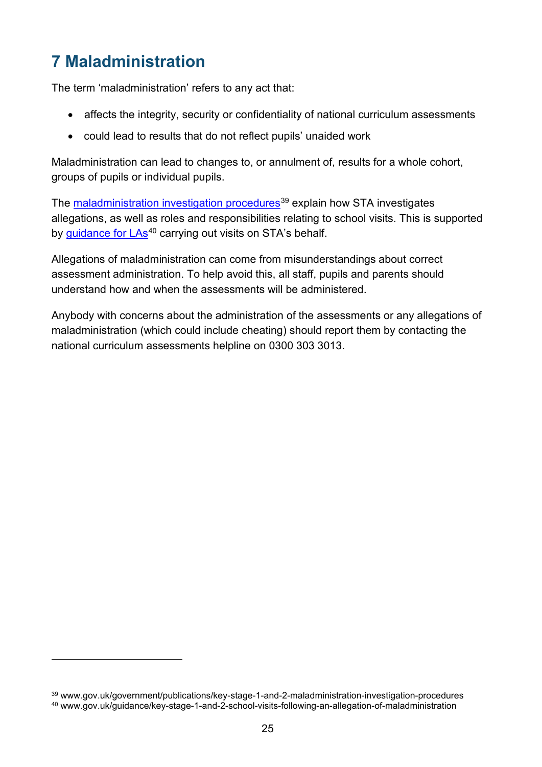# 7 Maladministration

The term 'maladministration' refers to any act that:

- affects the integrity, security or confidentiality of national curriculum assessments
- could lead to results that do not reflect pupils' unaided work

Maladministration can lead to changes to, or annulment of, results for a whole cohort, groups of pupils or individual pupils.

The maladministration investigation procedures[39] explain how STA investigates allegations, as well as roles and responsibilities relating to school visits. This is supported by guidance for LAs[40] carrying out visits on STA's behalf.

Allegations of maladministration can come from misunderstandings about correct assessment administration. To help avoid this, all staff, pupils and parents should understand how and when the assessments will be administered.

Anybody with concerns about the administration of the assessments or any allegations of maladministration (which could include cheating) should report them by contacting the national curriculum assessments helpline on 0300 303 3013.

---

[39] www.gov.uk/government/publications/key-stage-1-and-2-maladministration-investigation-procedures

[40] www.gov.uk/guidance/key-stage-1-and-2-school-visits-following-an-allegation-of-maladministration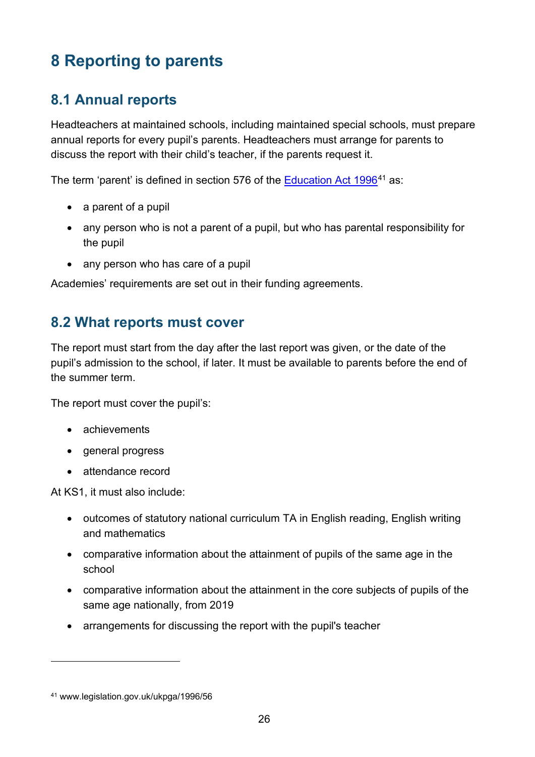# 8 Reporting to parents

## 8.1 Annual reports

Headteachers at maintained schools, including maintained special schools, must prepare annual reports for every pupil's parents. Headteachers must arrange for parents to discuss the report with their child's teacher, if the parents request it.

The term 'parent' is defined in section 576 of the Education Act 1996[41] as:

- a parent of a pupil
- any person who is not a parent of a pupil, but who has parental responsibility for the pupil
- any person who has care of a pupil

Academies' requirements are set out in their funding agreements.

## 8.2 What reports must cover

The report must start from the day after the last report was given, or the date of the pupil's admission to the school, if later. It must be available to parents before the end of the summer term.

The report must cover the pupil's:

- achievements
- general progress
- attendance record

At KS1, it must also include:

- outcomes of statutory national curriculum TA in English reading, English writing and mathematics
- comparative information about the attainment of pupils of the same age in the school
- comparative information about the attainment in the core subjects of pupils of the same age nationally, from 2019
- arrangements for discussing the report with the pupil's teacher

---

[41] www.legislation.gov.uk/ukpga/1996/56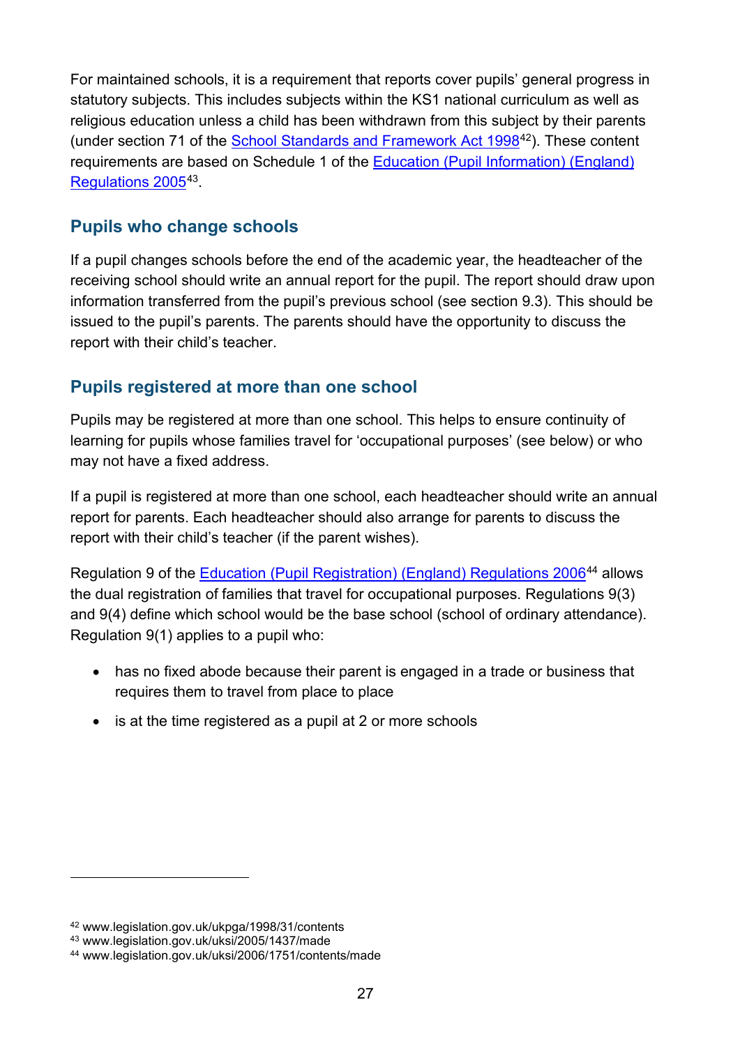For maintained schools, it is a requirement that reports cover pupils' general progress in statutory subjects. This includes subjects within the KS1 national curriculum as well as religious education unless a child has been withdrawn from this subject by their parents (under section 71 of the School Standards and Framework Act 1998[42]). These content requirements are based on Schedule 1 of the Education (Pupil Information) (England) Regulations 2005[43].

## Pupils who change schools

If a pupil changes schools before the end of the academic year, the headteacher of the receiving school should write an annual report for the pupil. The report should draw upon information transferred from the pupil's previous school (see section 9.3). This should be issued to the pupil's parents. The parents should have the opportunity to discuss the report with their child's teacher.

## Pupils registered at more than one school

Pupils may be registered at more than one school. This helps to ensure continuity of learning for pupils whose families travel for 'occupational purposes' (see below) or who may not have a fixed address.

If a pupil is registered at more than one school, each headteacher should write an annual report for parents. Each headteacher should also arrange for parents to discuss the report with their child's teacher (if the parent wishes).

Regulation 9 of the Education (Pupil Registration) (England) Regulations 2006[44] allows the dual registration of families that travel for occupational purposes. Regulations 9(3) and 9(4) define which school would be the base school (school of ordinary attendance). Regulation 9(1) applies to a pupil who:

- has no fixed abode because their parent is engaged in a trade or business that requires them to travel from place to place
- is at the time registered as a pupil at 2 or more schools

---

[42] www.legislation.gov.uk/ukpga/1998/31/contents
[43] www.legislation.gov.uk/uksi/2005/1437/made
[44] www.legislation.gov.uk/uksi/2006/1751/contents/made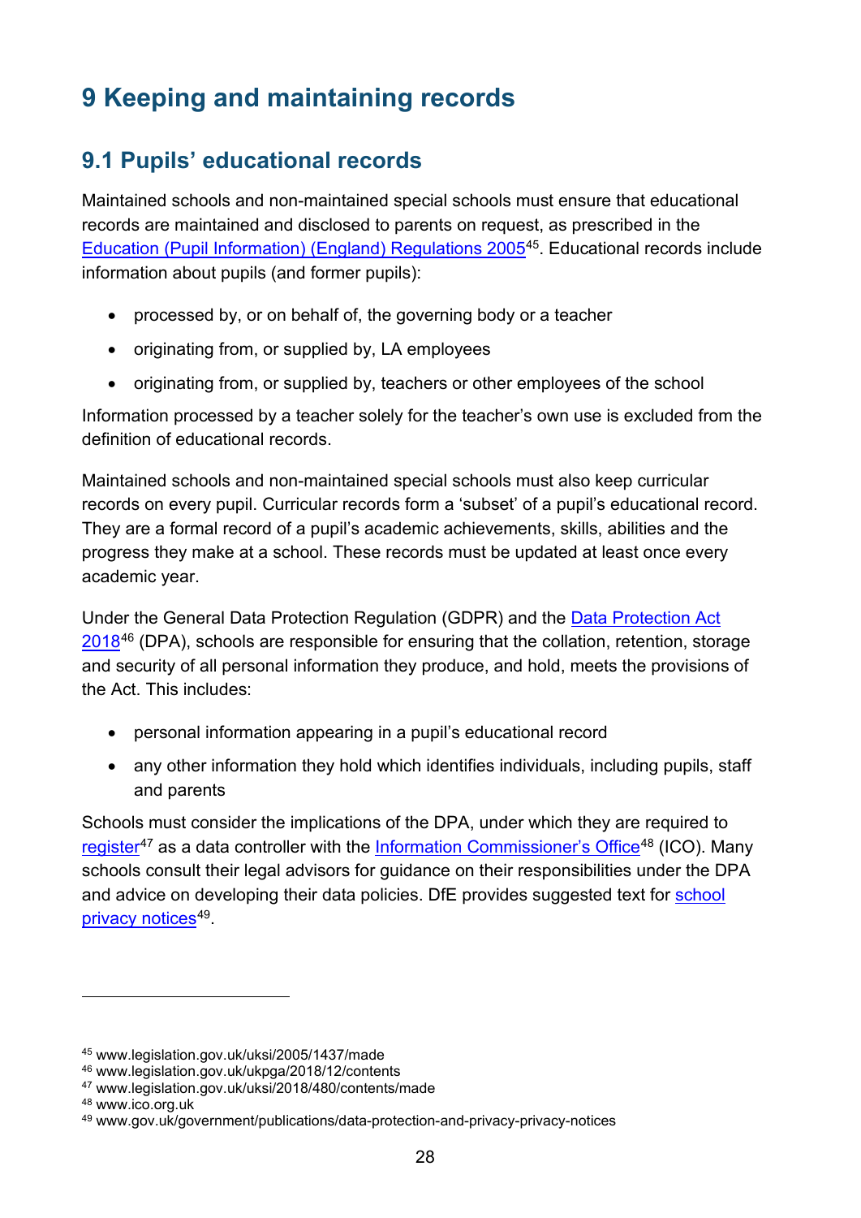# 9 Keeping and maintaining records

## 9.1 Pupils' educational records

Maintained schools and non-maintained special schools must ensure that educational records are maintained and disclosed to parents on request, as prescribed in the Education (Pupil Information) (England) Regulations 2005[45]. Educational records include information about pupils (and former pupils):

- processed by, or on behalf of, the governing body or a teacher
- originating from, or supplied by, LA employees
- originating from, or supplied by, teachers or other employees of the school

Information processed by a teacher solely for the teacher's own use is excluded from the definition of educational records.

Maintained schools and non-maintained special schools must also keep curricular records on every pupil. Curricular records form a 'subset' of a pupil's educational record. They are a formal record of a pupil's academic achievements, skills, abilities and the progress they make at a school. These records must be updated at least once every academic year.

Under the General Data Protection Regulation (GDPR) and the Data Protection Act 2018[46] (DPA), schools are responsible for ensuring that the collation, retention, storage and security of all personal information they produce, and hold, meets the provisions of the Act. This includes:

- personal information appearing in a pupil's educational record
- any other information they hold which identifies individuals, including pupils, staff and parents

Schools must consider the implications of the DPA, under which they are required to register[47] as a data controller with the Information Commissioner's Office[48] (ICO). Many schools consult their legal advisors for guidance on their responsibilities under the DPA and advice on developing their data policies. DfE provides suggested text for school privacy notices[49].

---

[45] www.legislation.gov.uk/uksi/2005/1437/made
[46] www.legislation.gov.uk/ukpga/2018/12/contents
[47] www.legislation.gov.uk/uksi/2018/480/contents/made
[48] www.ico.org.uk
[49] www.gov.uk/government/publications/data-protection-and-privacy-privacy-notices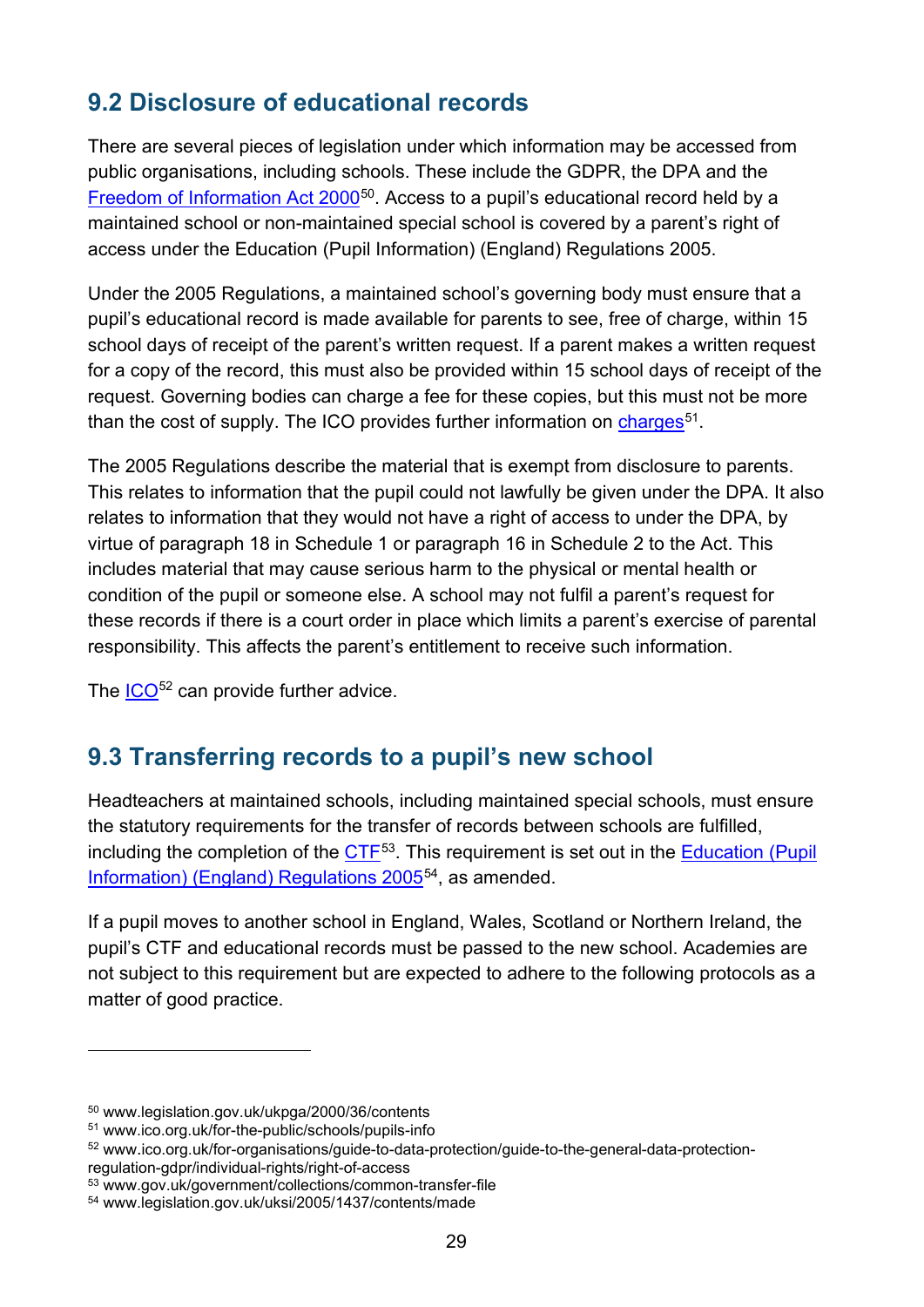## 9.2 Disclosure of educational records

There are several pieces of legislation under which information may be accessed from public organisations, including schools. These include the GDPR, the DPA and the Freedom of Information Act 2000[50]. Access to a pupil's educational record held by a maintained school or non-maintained special school is covered by a parent's right of access under the Education (Pupil Information) (England) Regulations 2005.

Under the 2005 Regulations, a maintained school's governing body must ensure that a pupil's educational record is made available for parents to see, free of charge, within 15 school days of receipt of the parent's written request. If a parent makes a written request for a copy of the record, this must also be provided within 15 school days of receipt of the request. Governing bodies can charge a fee for these copies, but this must not be more than the cost of supply. The ICO provides further information on charges[51].

The 2005 Regulations describe the material that is exempt from disclosure to parents. This relates to information that the pupil could not lawfully be given under the DPA. It also relates to information that they would not have a right of access to under the DPA, by virtue of paragraph 18 in Schedule 1 or paragraph 16 in Schedule 2 to the Act. This includes material that may cause serious harm to the physical or mental health or condition of the pupil or someone else. A school may not fulfil a parent's request for these records if there is a court order in place which limits a parent's exercise of parental responsibility. This affects the parent's entitlement to receive such information.

The ICO[52] can provide further advice.

## 9.3 Transferring records to a pupil's new school

Headteachers at maintained schools, including maintained special schools, must ensure the statutory requirements for the transfer of records between schools are fulfilled, including the completion of the CTF[53]. This requirement is set out in the Education (Pupil Information) (England) Regulations 2005[54], as amended.

If a pupil moves to another school in England, Wales, Scotland or Northern Ireland, the pupil's CTF and educational records must be passed to the new school. Academies are not subject to this requirement but are expected to adhere to the following protocols as a matter of good practice.

---

[50] www.legislation.gov.uk/ukpga/2000/36/contents
[51] www.ico.org.uk/for-the-public/schools/pupils-info
[52] www.ico.org.uk/for-organisations/guide-to-data-protection/guide-to-the-general-data-protection-regulation-gdpr/individual-rights/right-of-access
[53] www.gov.uk/government/collections/common-transfer-file
[54] www.legislation.gov.uk/uksi/2005/1437/contents/made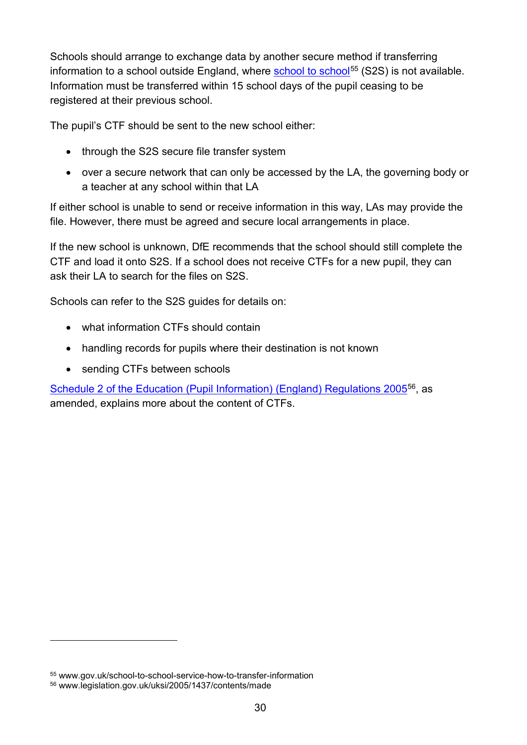Schools should arrange to exchange data by another secure method if transferring information to a school outside England, where school to school[55] (S2S) is not available. Information must be transferred within 15 school days of the pupil ceasing to be registered at their previous school.

The pupil's CTF should be sent to the new school either:

- through the S2S secure file transfer system
- over a secure network that can only be accessed by the LA, the governing body or a teacher at any school within that LA

If either school is unable to send or receive information in this way, LAs may provide the file. However, there must be agreed and secure local arrangements in place.

If the new school is unknown, DfE recommends that the school should still complete the CTF and load it onto S2S. If a school does not receive CTFs for a new pupil, they can ask their LA to search for the files on S2S.

Schools can refer to the S2S guides for details on:

- what information CTFs should contain
- handling records for pupils where their destination is not known
- sending CTFs between schools

Schedule 2 of the Education (Pupil Information) (England) Regulations 2005[56], as amended, explains more about the content of CTFs.

---

[55] www.gov.uk/school-to-school-service-how-to-transfer-information
[56] www.legislation.gov.uk/uksi/2005/1437/contents/made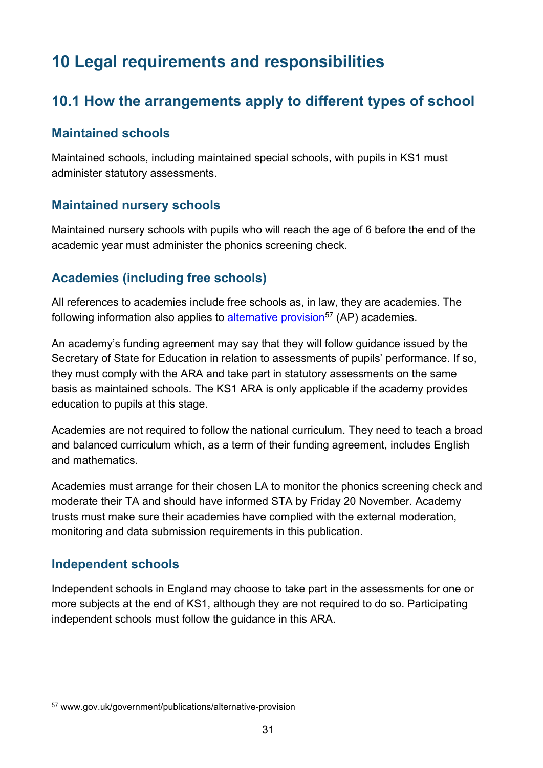# 10 Legal requirements and responsibilities

## 10.1 How the arrangements apply to different types of school

### Maintained schools

Maintained schools, including maintained special schools, with pupils in KS1 must administer statutory assessments.

### Maintained nursery schools

Maintained nursery schools with pupils who will reach the age of 6 before the end of the academic year must administer the phonics screening check.

### Academies (including free schools)

All references to academies include free schools as, in law, they are academies. The following information also applies to alternative provision[57] (AP) academies.

An academy's funding agreement may say that they will follow guidance issued by the Secretary of State for Education in relation to assessments of pupils' performance. If so, they must comply with the ARA and take part in statutory assessments on the same basis as maintained schools. The KS1 ARA is only applicable if the academy provides education to pupils at this stage.

Academies are not required to follow the national curriculum. They need to teach a broad and balanced curriculum which, as a term of their funding agreement, includes English and mathematics.

Academies must arrange for their chosen LA to monitor the phonics screening check and moderate their TA and should have informed STA by Friday 20 November. Academy trusts must make sure their academies have complied with the external moderation, monitoring and data submission requirements in this publication.

### Independent schools

Independent schools in England may choose to take part in the assessments for one or more subjects at the end of KS1, although they are not required to do so. Participating independent schools must follow the guidance in this ARA.

---

[57] www.gov.uk/government/publications/alternative-provision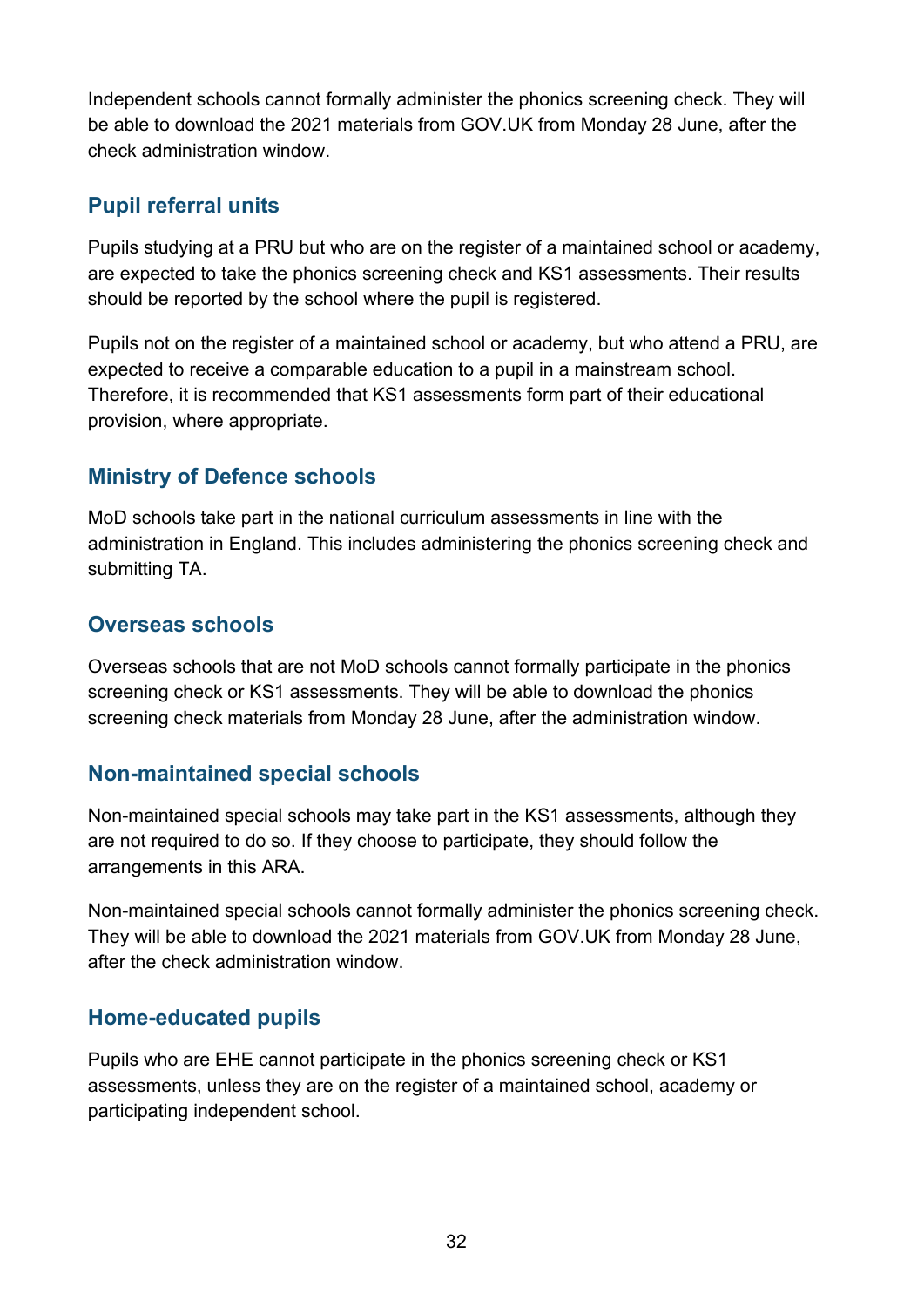Independent schools cannot formally administer the phonics screening check. They will be able to download the 2021 materials from GOV.UK from Monday 28 June, after the check administration window.

### Pupil referral units

Pupils studying at a PRU but who are on the register of a maintained school or academy, are expected to take the phonics screening check and KS1 assessments. Their results should be reported by the school where the pupil is registered.

Pupils not on the register of a maintained school or academy, but who attend a PRU, are expected to receive a comparable education to a pupil in a mainstream school. Therefore, it is recommended that KS1 assessments form part of their educational provision, where appropriate.

### Ministry of Defence schools

MoD schools take part in the national curriculum assessments in line with the administration in England. This includes administering the phonics screening check and submitting TA.

### Overseas schools

Overseas schools that are not MoD schools cannot formally participate in the phonics screening check or KS1 assessments. They will be able to download the phonics screening check materials from Monday 28 June, after the administration window.

### Non-maintained special schools

Non-maintained special schools may take part in the KS1 assessments, although they are not required to do so. If they choose to participate, they should follow the arrangements in this ARA.

Non-maintained special schools cannot formally administer the phonics screening check. They will be able to download the 2021 materials from GOV.UK from Monday 28 June, after the check administration window.

### Home-educated pupils

Pupils who are EHE cannot participate in the phonics screening check or KS1 assessments, unless they are on the register of a maintained school, academy or participating independent school.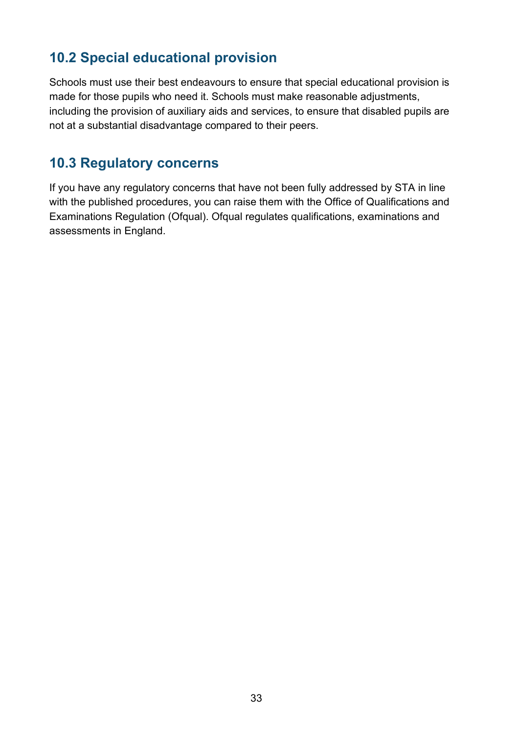## 10.2 Special educational provision

Schools must use their best endeavours to ensure that special educational provision is made for those pupils who need it. Schools must make reasonable adjustments, including the provision of auxiliary aids and services, to ensure that disabled pupils are not at a substantial disadvantage compared to their peers.

## 10.3 Regulatory concerns

If you have any regulatory concerns that have not been fully addressed by STA in line with the published procedures, you can raise them with the Office of Qualifications and Examinations Regulation (Ofqual). Ofqual regulates qualifications, examinations and assessments in England.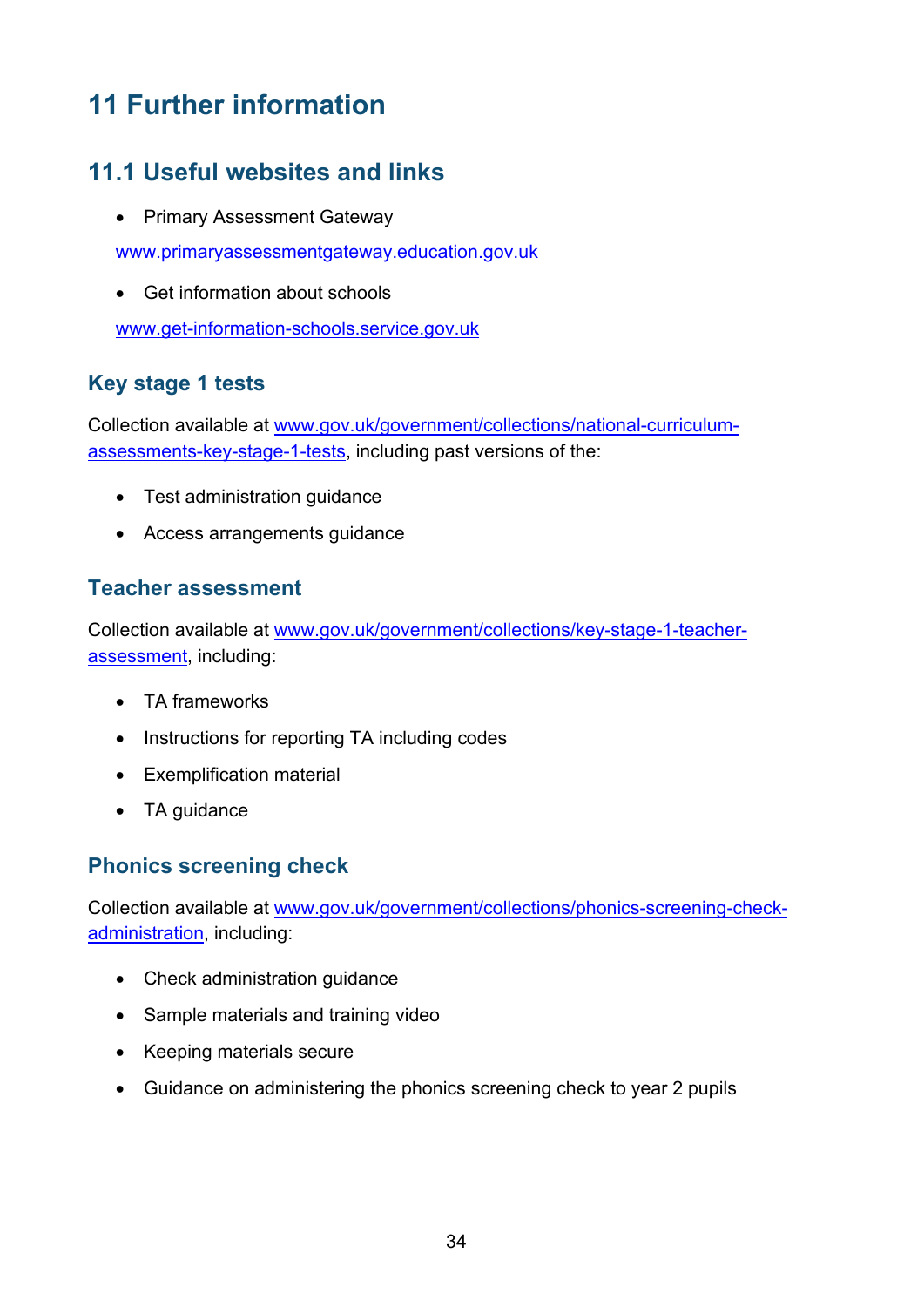# 11 Further information

## 11.1 Useful websites and links

- Primary Assessment Gateway

www.primaryassessmentgateway.education.gov.uk

- Get information about schools

www.get-information-schools.service.gov.uk

### Key stage 1 tests

Collection available at www.gov.uk/government/collections/national-curriculum-assessments-key-stage-1-tests, including past versions of the:

- Test administration guidance
- Access arrangements guidance

### Teacher assessment

Collection available at www.gov.uk/government/collections/key-stage-1-teacher-assessment, including:

- TA frameworks
- Instructions for reporting TA including codes
- Exemplification material
- TA guidance

### Phonics screening check

Collection available at www.gov.uk/government/collections/phonics-screening-check-administration, including:

- Check administration guidance
- Sample materials and training video
- Keeping materials secure
- Guidance on administering the phonics screening check to year 2 pupils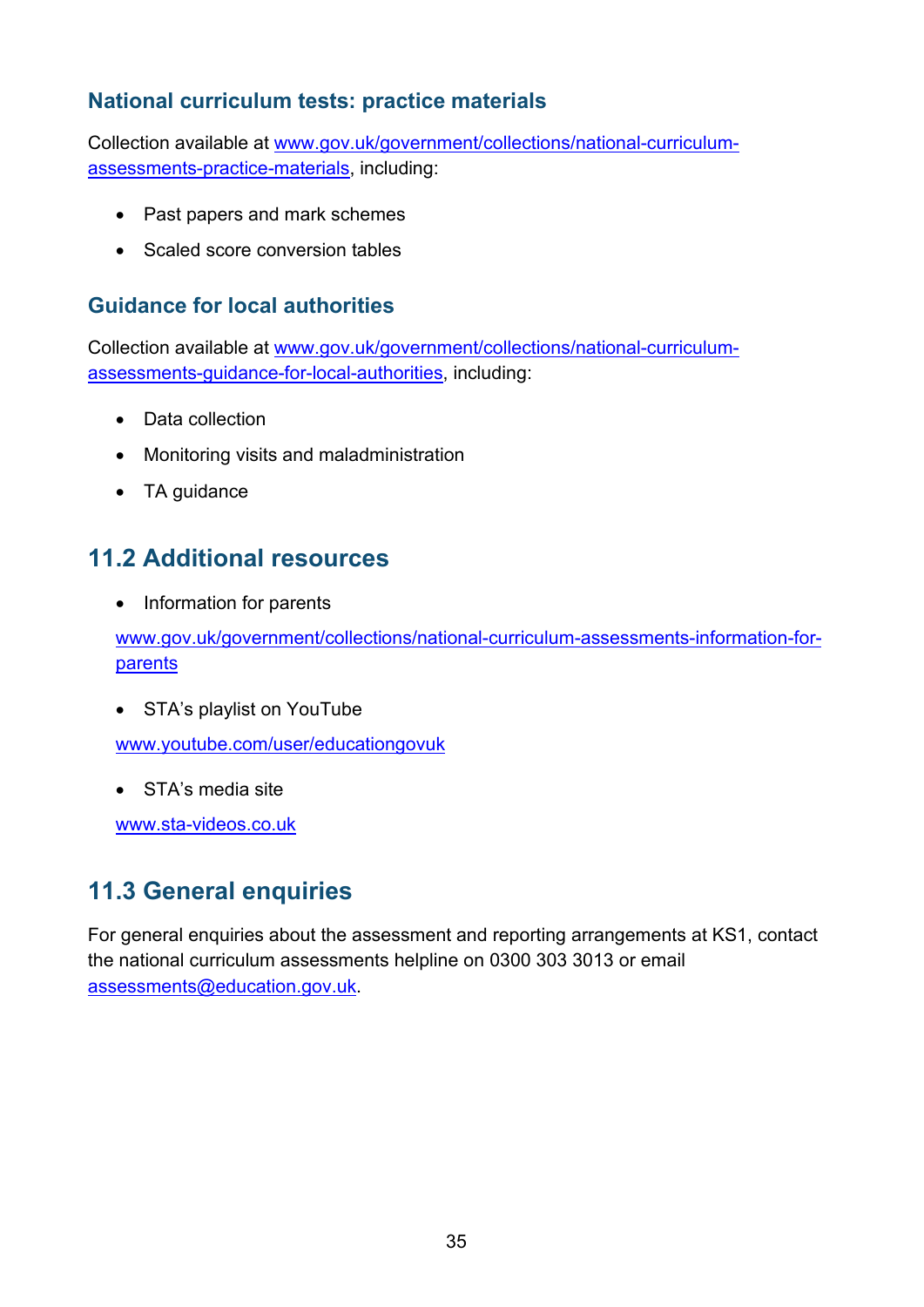### National curriculum tests: practice materials

Collection available at www.gov.uk/government/collections/national-curriculum-assessments-practice-materials, including:

- Past papers and mark schemes
- Scaled score conversion tables

### Guidance for local authorities

Collection available at www.gov.uk/government/collections/national-curriculum-assessments-guidance-for-local-authorities, including:

- Data collection
- Monitoring visits and maladministration
- TA guidance

## 11.2 Additional resources

- Information for parents

  www.gov.uk/government/collections/national-curriculum-assessments-information-for-parents

- STA's playlist on YouTube

  www.youtube.com/user/educationgovuk

- STA's media site

  www.sta-videos.co.uk

## 11.3 General enquiries

For general enquiries about the assessment and reporting arrangements at KS1, contact the national curriculum assessments helpline on 0300 303 3013 or email assessments@education.gov.uk.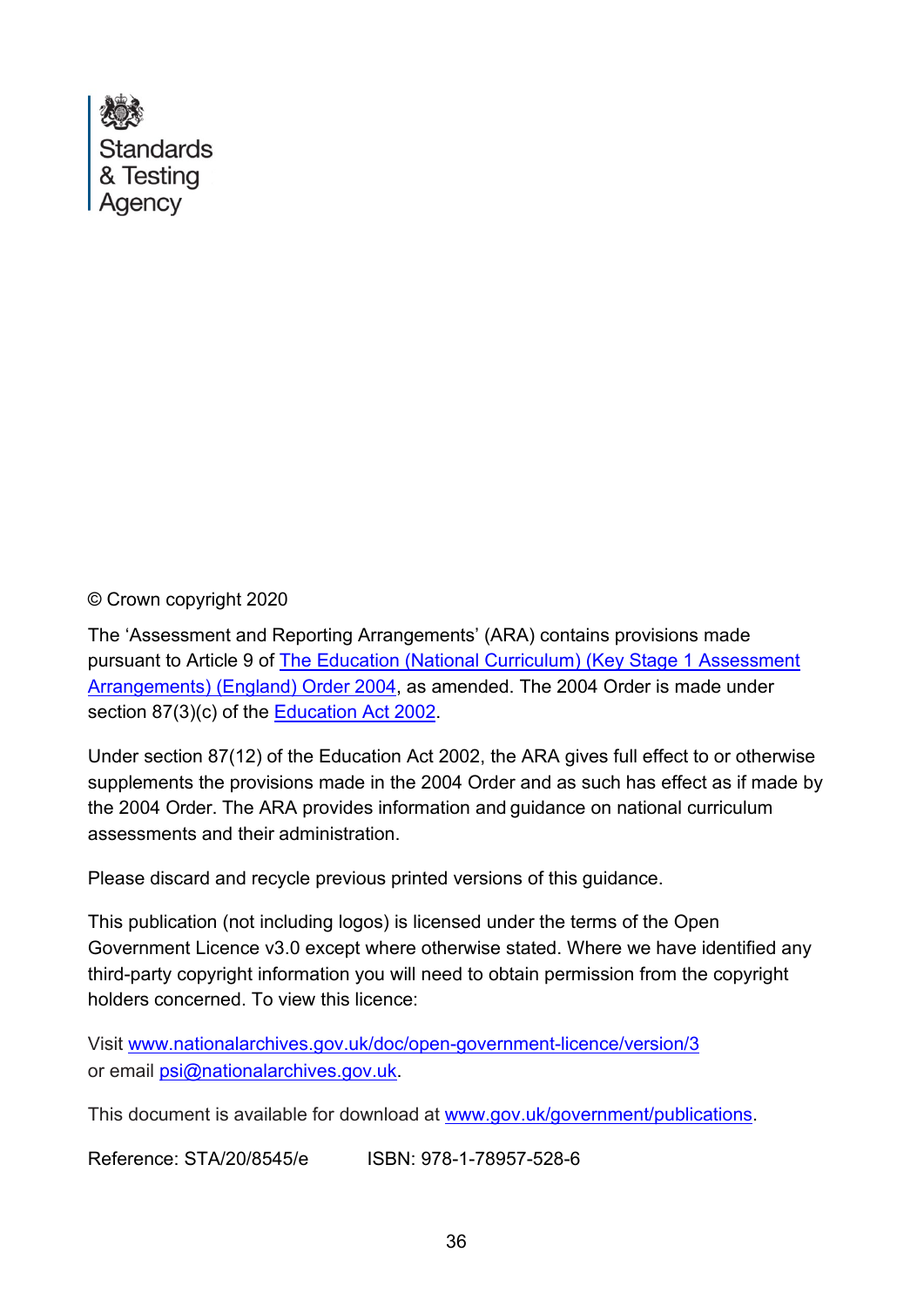Standards & Testing Agency

© Crown copyright 2020

The 'Assessment and Reporting Arrangements' (ARA) contains provisions made pursuant to Article 9 of The Education (National Curriculum) (Key Stage 1 Assessment Arrangements) (England) Order 2004, as amended. The 2004 Order is made under section 87(3)(c) of the Education Act 2002.

Under section 87(12) of the Education Act 2002, the ARA gives full effect to or otherwise supplements the provisions made in the 2004 Order and as such has effect as if made by the 2004 Order. The ARA provides information and guidance on national curriculum assessments and their administration.

Please discard and recycle previous printed versions of this guidance.

This publication (not including logos) is licensed under the terms of the Open Government Licence v3.0 except where otherwise stated. Where we have identified any third-party copyright information you will need to obtain permission from the copyright holders concerned. To view this licence:

Visit www.nationalarchives.gov.uk/doc/open-government-licence/version/3
or email psi@nationalarchives.gov.uk.

This document is available for download at www.gov.uk/government/publications.

Reference: STA/20/8545/e ISBN: 978-1-78957-528-6